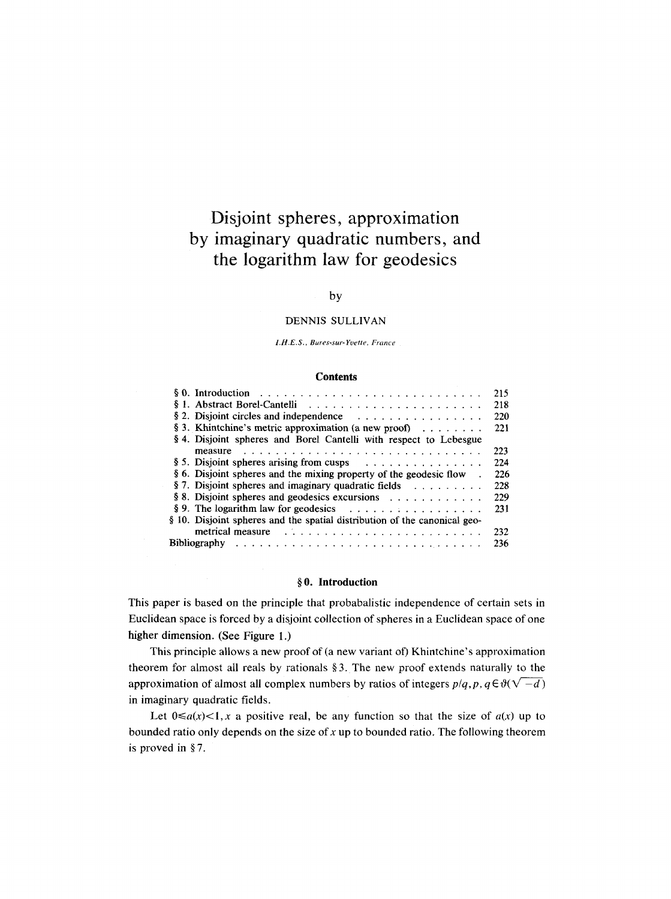# Disjoint spheres, approximation by imaginary quadratic numbers, and the logarithm law for geodesics

by

DENNIS SULLIVAN

*I.H.E.S., Bures-sur-Yvette, France*

### Contents

| | |
|---|---|
| § 0. Introduction | 215 |
| § 1. Abstract Borel-Cantelli | 218 |
| § 2. Disjoint circles and independence | 220 |
| § 3. Khintchine's metric approximation (a new proof) | 221 |
| § 4. Disjoint spheres and Borel Cantelli with respect to Lebesgue measure | 223 |
| § 5. Disjoint spheres arising from cusps | 224 |
| § 6. Disjoint spheres and the mixing property of the geodesic flow | 226 |
| § 7. Disjoint spheres and imaginary quadratic fields | 228 |
| § 8. Disjoint spheres and geodesics excursions | 229 |
| § 9. The logarithm law for geodesics | 231 |
| § 10. Disjoint spheres and the spatial distribution of the canonical geometrical measure | 232 |
| Bibliography | 236 |

## § 0. Introduction

This paper is based on the principle that probabalistic independence of certain sets in Euclidean space is forced by a disjoint collection of spheres in a Euclidean space of one higher dimension. (See Figure 1.)

This principle allows a new proof of (a new variant of) Khintchine's approximation theorem for almost all reals by rationals § 3. The new proof extends naturally to the approximation of almost all complex numbers by ratios of integers $p/q, p, q \in \vartheta(\sqrt{-d})$ in imaginary quadratic fields.

Let $0 \leq a(x) < 1$, $x$ a positive real, be any function so that the size of $a(x)$ up to bounded ratio only depends on the size of $x$ up to bounded ratio. The following theorem is proved in § 7.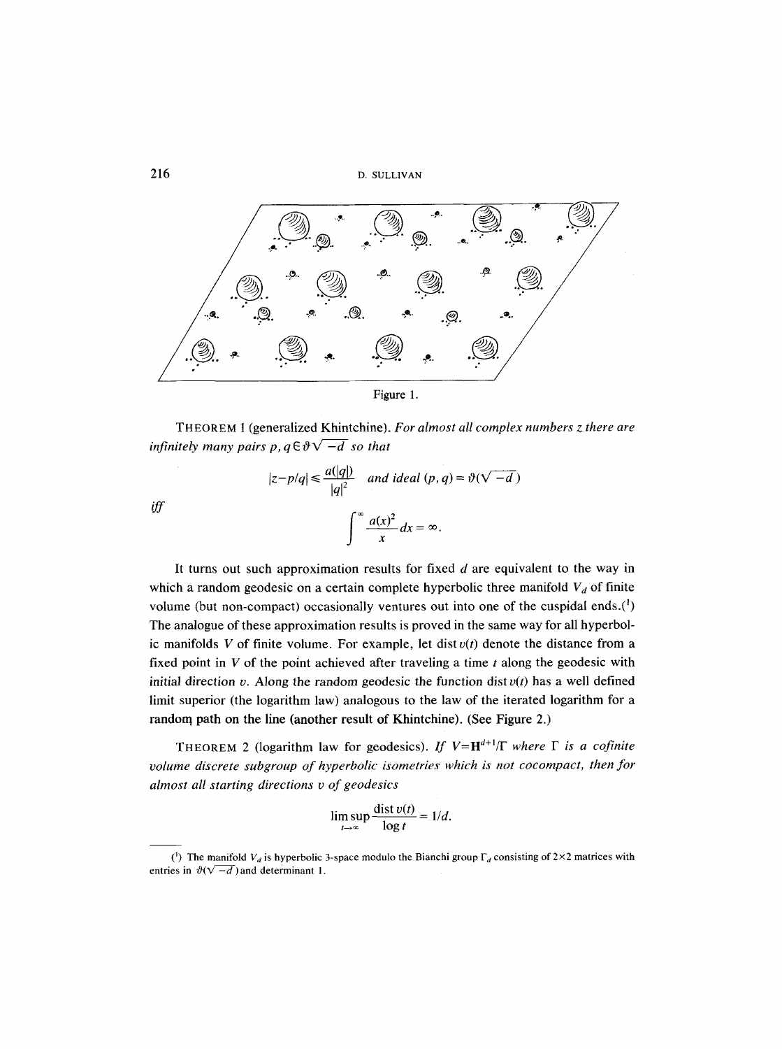Figure 1.

THEOREM 1 (generalized Khintchine). *For almost all complex numbers z there are infinitely many pairs* $p, q \in \vartheta\sqrt{-d}$ *so that*

$$|z-p/q| \leqslant \frac{a(|q|)}{|q|^2} \quad \text{and ideal } (p,q) = \vartheta(\sqrt{-d})$$

*iff*

$$\int^{\infty} \frac{a(x)^2}{x}\, dx = \infty.$$

It turns out such approximation results for fixed $d$ are equivalent to the way in which a random geodesic on a certain complete hyperbolic three manifold $V_d$ of finite volume (but non-compact) occasionally ventures out into one of the cuspidal ends.(1) The analogue of these approximation results is proved in the same way for all hyperbolic manifolds $V$ of finite volume. For example, let $\operatorname{dist} v(t)$ denote the distance from a fixed point in $V$ of the point achieved after traveling a time $t$ along the geodesic with initial direction $v$. Along the random geodesic the function $\operatorname{dist} v(t)$ has a well defined limit superior (the logarithm law) analogous to the law of the iterated logarithm for a random path on the line (another result of Khintchine). (See Figure 2.)

THEOREM 2 (logarithm law for geodesics). *If* $V = \mathbf{H}^{d+1}/\Gamma$ *where* $\Gamma$ *is a cofinite volume discrete subgroup of hyperbolic isometries which is not cocompact, then for almost all starting directions v of geodesics*

$$\limsup_{t\to\infty} \frac{\operatorname{dist} v(t)}{\log t} = 1/d.$$

---

(1) The manifold $V_d$ is hyperbolic 3-space modulo the Bianchi group $\Gamma_d$ consisting of $2\times 2$ matrices with entries in $\vartheta(\sqrt{-d})$ and determinant 1.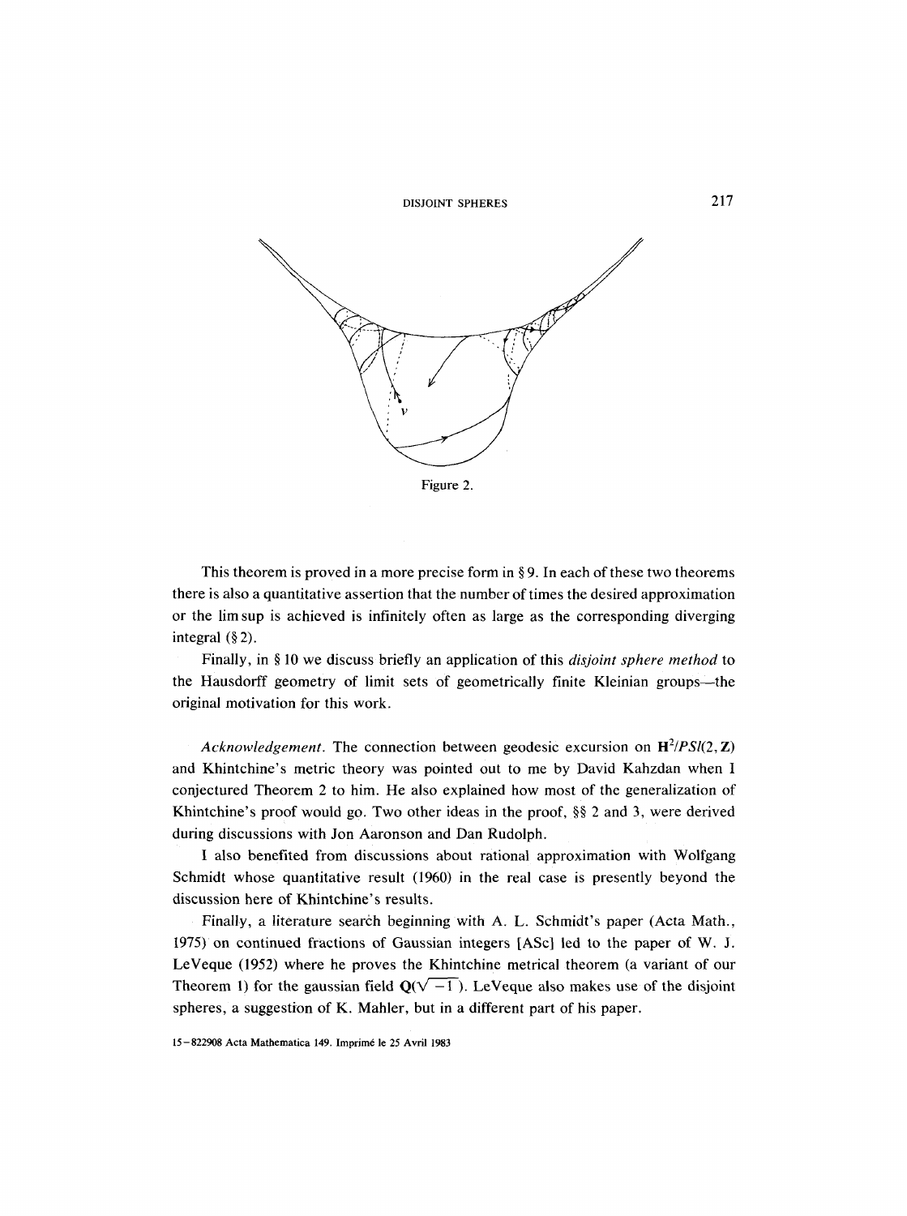Figure 2.

This theorem is proved in a more precise form in § 9. In each of these two theorems there is also a quantitative assertion that the number of times the desired approximation or the lim sup is achieved is infinitely often as large as the corresponding diverging integral (§ 2).

Finally, in § 10 we discuss briefly an application of this *disjoint sphere method* to the Hausdorff geometry of limit sets of geometrically finite Kleinian groups—the original motivation for this work.

*Acknowledgement.* The connection between geodesic excursion on $\mathbf{H}^2/PSl(2, \mathbf{Z})$ and Khintchine's metric theory was pointed out to me by David Kahzdan when I conjectured Theorem 2 to him. He also explained how most of the generalization of Khintchine's proof would go. Two other ideas in the proof, §§ 2 and 3, were derived during discussions with Jon Aaronson and Dan Rudolph.

I also benefited from discussions about rational approximation with Wolfgang Schmidt whose quantitative result (1960) in the real case is presently beyond the discussion here of Khintchine's results.

Finally, a literature search beginning with A. L. Schmidt's paper (Acta Math., 1975) on continued fractions of Gaussian integers [ASc] led to the paper of W. J. LeVeque (1952) where he proves the Khintchine metrical theorem (a variant of our Theorem 1) for the gaussian field $\mathbf{Q}(\sqrt{-1})$. LeVeque also makes use of the disjoint spheres, a suggestion of K. Mahler, but in a different part of his paper.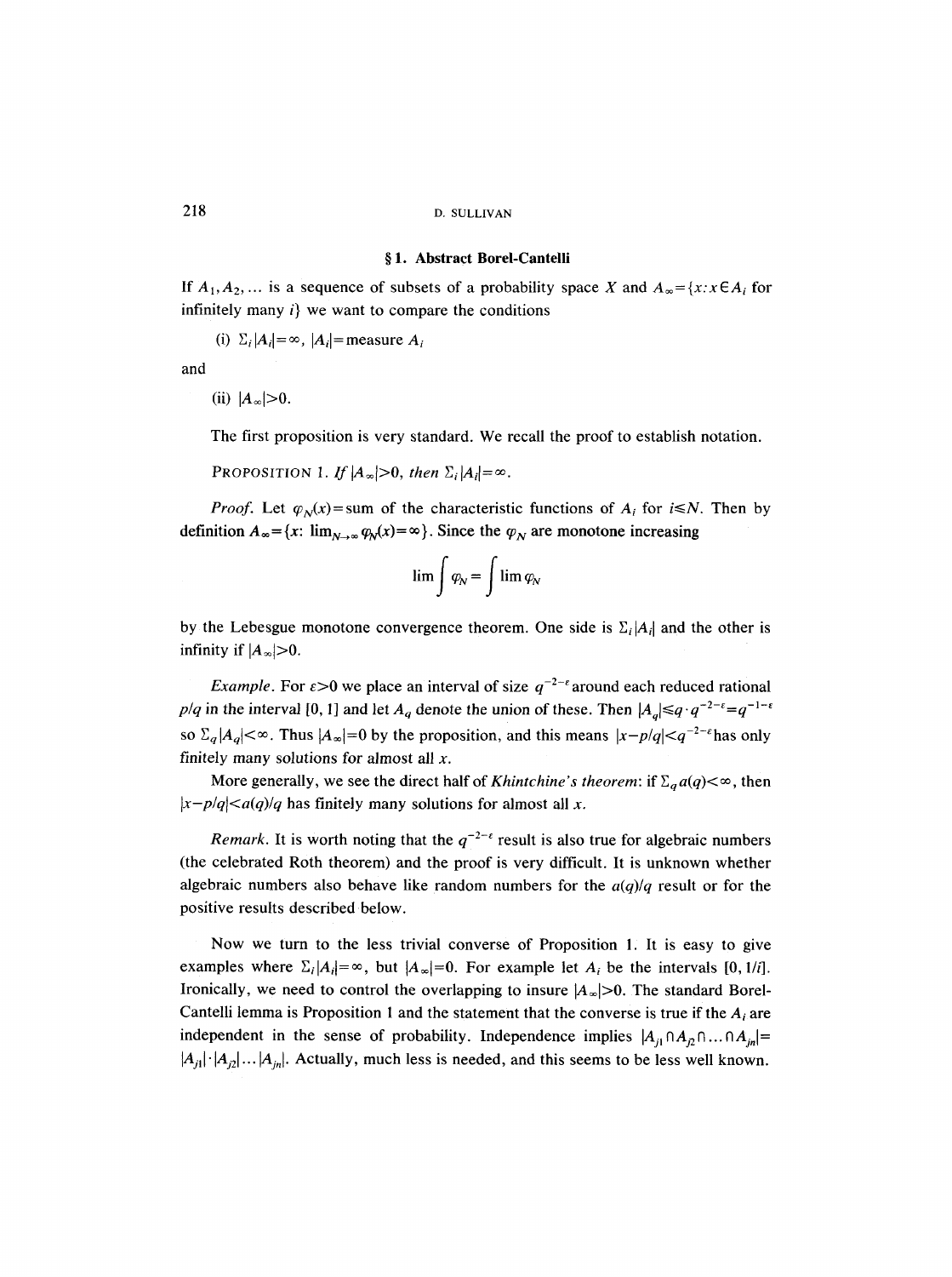## § 1. Abstract Borel-Cantelli

If $A_1, A_2, \ldots$ is a sequence of subsets of a probability space $X$ and $A_\infty = \{x : x \in A_i$ for infinitely many $i\}$ we want to compare the conditions

(i) $\Sigma_i |A_i| = \infty$, $|A_i| =$ measure $A_i$

and

(ii) $|A_\infty| > 0$.

The first proposition is very standard. We recall the proof to establish notation.

PROPOSITION 1. *If* $|A_\infty| > 0$, *then* $\Sigma_i |A_i| = \infty$.

*Proof.* Let $\varphi_N(x) =$ sum of the characteristic functions of $A_i$ for $i \leq N$. Then by definition $A_\infty = \{x : \lim_{N\to\infty} \varphi_N(x) = \infty\}$. Since the $\varphi_N$ are monotone increasing

$$\lim \int \varphi_N = \int \lim \varphi_N$$

by the Lebesgue monotone convergence theorem. One side is $\Sigma_i |A_i|$ and the other is infinity if $|A_\infty| > 0$.

*Example.* For $\varepsilon > 0$ we place an interval of size $q^{-2-\varepsilon}$ around each reduced rational $p/q$ in the interval $[0, 1]$ and let $A_q$ denote the union of these. Then $|A_q| \leq q \cdot q^{-2-\varepsilon} = q^{-1-\varepsilon}$ so $\Sigma_q |A_q| < \infty$. Thus $|A_\infty| = 0$ by the proposition, and this means $|x - p/q| < q^{-2-\varepsilon}$ has only finitely many solutions for almost all $x$.

More generally, we see the direct half of *Khintchine's theorem*: if $\Sigma_q a(q) < \infty$, then $|x - p/q| < a(q)/q$ has finitely many solutions for almost all $x$.

*Remark.* It is worth noting that the $q^{-2-\varepsilon}$ result is also true for algebraic numbers (the celebrated Roth theorem) and the proof is very difficult. It is unknown whether algebraic numbers also behave like random numbers for the $a(q)/q$ result or for the positive results described below.

Now we turn to the less trivial converse of Proposition 1. It is easy to give examples where $\Sigma_i |A_i| = \infty$, but $|A_\infty| = 0$. For example let $A_i$ be the intervals $[0, 1/i]$. Ironically, we need to control the overlapping to insure $|A_\infty| > 0$. The standard Borel-Cantelli lemma is Proposition 1 and the statement that the converse is true if the $A_i$ are independent in the sense of probability. Independence implies $|A_{j1} \cap A_{j2} \cap \ldots \cap A_{jn}| = |A_{j1}| \cdot |A_{j2}| \ldots |A_{jn}|$. Actually, much less is needed, and this seems to be less well known.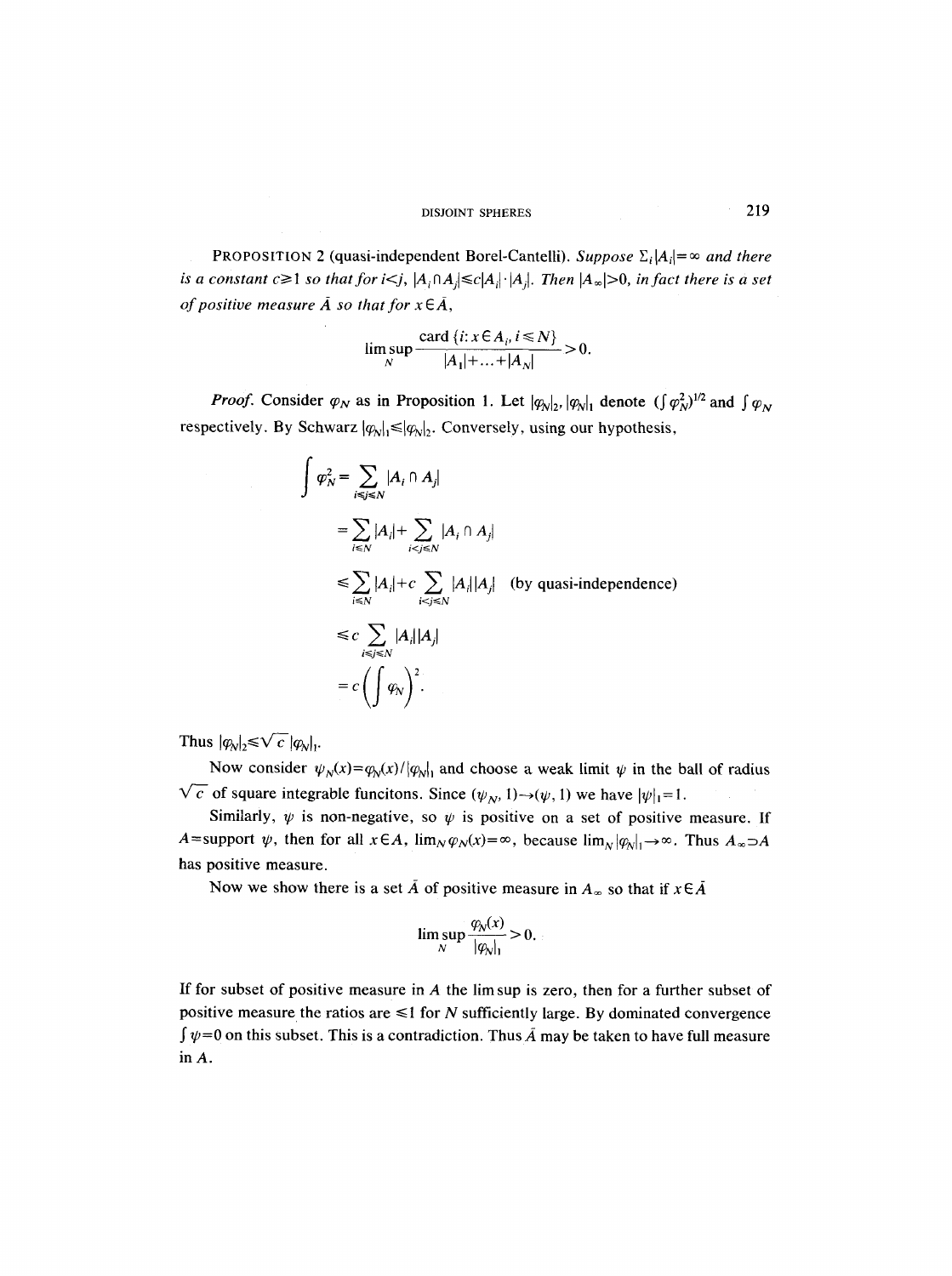PROPOSITION 2 (quasi-independent Borel-Cantelli). *Suppose* $\Sigma_i |A_i| = \infty$ *and there is a constant* $c \geq 1$ *so that for* $i<j$, $|A_i \cap A_j| \leq c|A_i| \cdot |A_j|$. *Then* $|A_\infty| > 0$, *in fact there is a set of positive measure* $\tilde{A}$ *so that for* $x \in \tilde{A}$,

$$\limsup_N \frac{\operatorname{card}\{i: x \in A_i, i \leq N\}}{|A_1| + \ldots + |A_N|} > 0.$$

*Proof.* Consider $\varphi_N$ as in Proposition 1. Let $|\varphi_N|_2, |\varphi_N|_1$ denote $(\int \varphi_N^2)^{1/2}$ and $\int \varphi_N$ respectively. By Schwarz $|\varphi_N|_1 \leq |\varphi_N|_2$. Conversely, using our hypothesis,

$$\begin{aligned}
\int \varphi_N^2 &= \sum_{i \leq j \leq N} |A_i \cap A_j| \\
&= \sum_{i \leq N} |A_i| + \sum_{i<j \leq N} |A_i \cap A_j| \\
&\leq \sum_{i \leq N} |A_i| + c \sum_{i<j \leq N} |A_i||A_j| \quad \text{(by quasi-independence)} \\
&\leq c \sum_{i \leq j \leq N} |A_i||A_j| \\
&= c\left(\int \varphi_N\right)^2.
\end{aligned}$$

Thus $|\varphi_N|_2 \leq \sqrt{c}\, |\varphi_N|_1$.

Now consider $\psi_N(x) = \varphi_N(x)/|\varphi_N|_1$ and choose a weak limit $\psi$ in the ball of radius $\sqrt{c}$ of square integrable funcitons. Since $(\psi_N, 1) \to (\psi, 1)$ we have $|\psi|_1 = 1$.

Similarly, $\psi$ is non-negative, so $\psi$ is positive on a set of positive measure. If $A$=support $\psi$, then for all $x \in A$, $\lim_N \varphi_N(x) = \infty$, because $\lim_N |\varphi_N|_1 \to \infty$. Thus $A_\infty \supset A$ has positive measure.

Now we show there is a set $\tilde{A}$ of positive measure in $A_\infty$ so that if $x \in \tilde{A}$

$$\limsup_N \frac{\varphi_N(x)}{|\varphi_N|_1} > 0.$$

If for subset of positive measure in $A$ the lim sup is zero, then for a further subset of positive measure the ratios are $\leq 1$ for $N$ sufficiently large. By dominated convergence $\int \psi = 0$ on this subset. This is a contradiction. Thus $\tilde{A}$ may be taken to have full measure in $A$.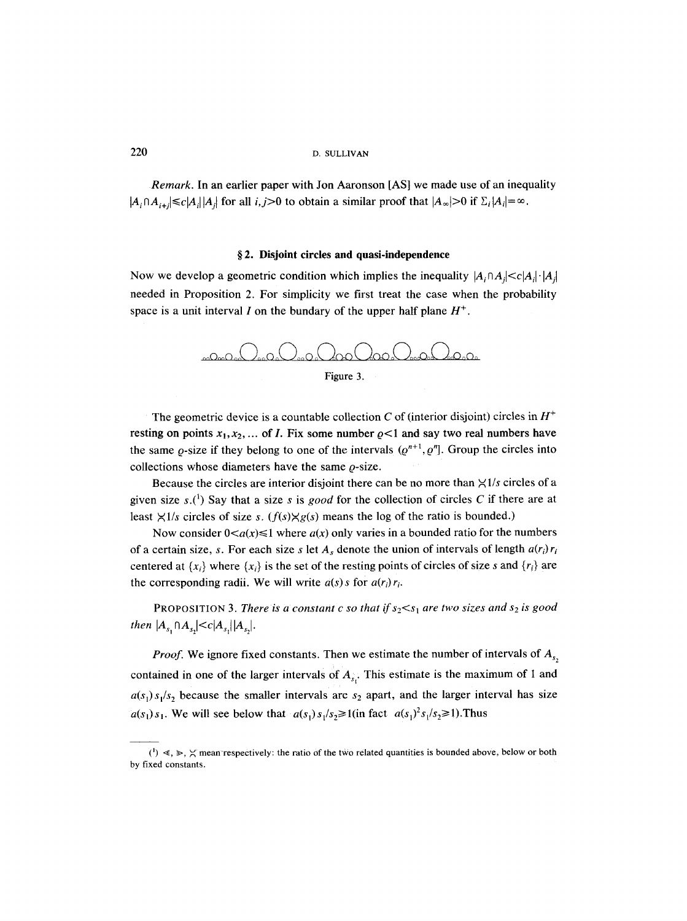*Remark.* In an earlier paper with Jon Aaronson [AS] we made use of an inequality $|A_i \cap A_{i+j}| \leq c|A_i|\,|A_j|$ for all $i,j>0$ to obtain a similar proof that $|A_\infty|>0$ if $\Sigma_i |A_i| = \infty$.

## § 2. Disjoint circles and quasi-independence

Now we develop a geometric condition which implies the inequality $|A_i \cap A_j| < c|A_i| \cdot |A_j|$ needed in Proposition 2. For simplicity we first treat the case when the probability space is a unit interval $I$ on the bundary of the upper half plane $H^+$.

Figure 3.

The geometric device is a countable collection $C$ of (interior disjoint) circles in $H^+$ resting on points $x_1, x_2, \ldots$ of $I$. Fix some number $\varrho<1$ and say two real numbers have the same $\varrho$-size if they belong to one of the intervals $(\varrho^{n+1}, \varrho^n]$. Group the circles into collections whose diameters have the same $\varrho$-size.

Because the circles are interior disjoint there can be no more than $\asymp 1/s$ circles of a given size $s$.[1] Say that a size $s$ is *good* for the collection of circles $C$ if there are at least $\asymp 1/s$ circles of size $s$. ($f(s) \asymp g(s)$ means the log of the ratio is bounded.)

Now consider $0<a(x)\leq 1$ where $a(x)$ only varies in a bounded ratio for the numbers of a certain size, $s$. For each size $s$ let $A_s$ denote the union of intervals of length $a(r_i)\,r_i$ centered at $\{x_i\}$ where $\{x_i\}$ is the set of the resting points of circles of size $s$ and $\{r_i\}$ are the corresponding radii. We will write $a(s)\,s$ for $a(r_i)\,r_i$.

PROPOSITION 3. *There is a constant $c$ so that if $s_2 < s_1$ are two sizes and $s_2$ is good then* $|A_{s_1} \cap A_{s_2}| < c|A_{s_1}|\,|A_{s_2}|$.

*Proof.* We ignore fixed constants. Then we estimate the number of intervals of $A_{s_2}$ contained in one of the larger intervals of $A_{s_1}$. This estimate is the maximum of 1 and $a(s_1)\,s_1/s_2$ because the smaller intervals are $s_2$ apart, and the larger interval has size $a(s_1)\,s_1$. We will see below that $a(s_1)\,s_1/s_2 \geq 1$ (in fact $a(s_1)^2 s_1/s_2 \geq 1$). Thus

[1] $\ll$, $\gg$, $\asymp$ mean respectively: the ratio of the two related quantities is bounded above, below or both by fixed constants.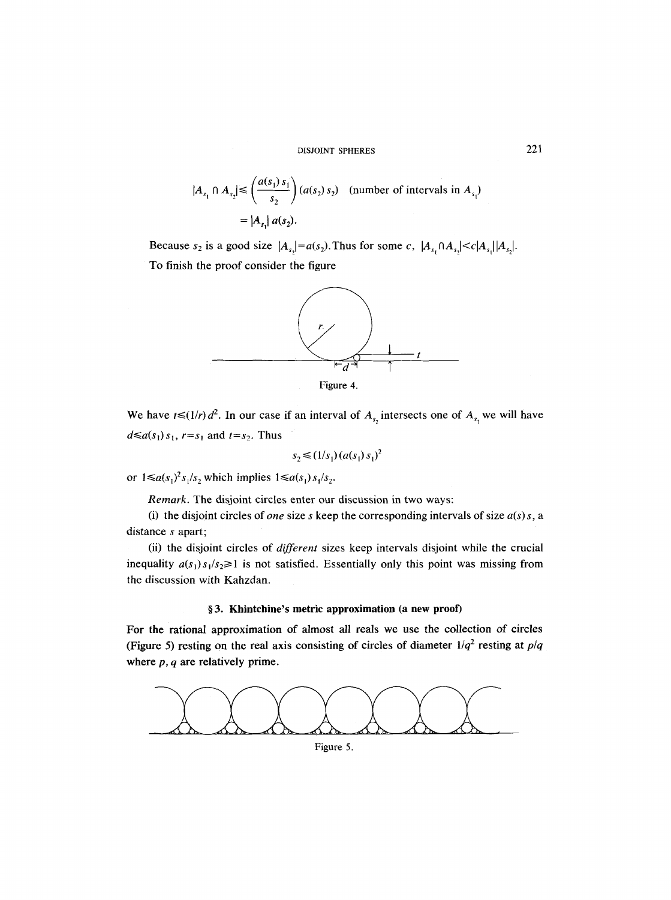$$|A_{s_1} \cap A_{s_2}| \leqslant \left(\frac{a(s_1)\, s_1}{s_2}\right)(a(s_2)\, s_2) \quad \text{(number of intervals in } A_{s_1}\text{)}$$

$$= |A_{s_1}|\, a(s_2).$$

Because $s_2$ is a good size $|A_{s_2}| = a(s_2)$. Thus for some $c$, $|A_{s_1} \cap A_{s_2}| < c|A_{s_1}||A_{s_2}|$.

To finish the proof consider the figure

Figure 4.

We have $t \leqslant (1/r)\, d^2$. In our case if an interval of $A_{s_2}$ intersects one of $A_{s_1}$ we will have $d \leqslant a(s_1)\, s_1$, $r = s_1$ and $t = s_2$. Thus

$$s_2 \leqslant (1/s_1)(a(s_1)\, s_1)^2$$

or $1 \leqslant a(s_1)^2 s_1/s_2$ which implies $1 \leqslant a(s_1)\, s_1/s_2$.

*Remark.* The disjoint circles enter our discussion in two ways:

(i) the disjoint circles of *one* size $s$ keep the corresponding intervals of size $a(s)\, s$, a distance $s$ apart;

(ii) the disjoint circles of *different* sizes keep intervals disjoint while the crucial inequality $a(s_1)\, s_1/s_2 \geqslant 1$ is not satisfied. Essentially only this point was missing from the discussion with Kahzdan.

## § 3. Khintchine's metric approximation (a new proof)

For the rational approximation of almost all reals we use the collection of circles (Figure 5) resting on the real axis consisting of circles of diameter $1/q^2$ resting at $p/q$ where $p, q$ are relatively prime.

Figure 5.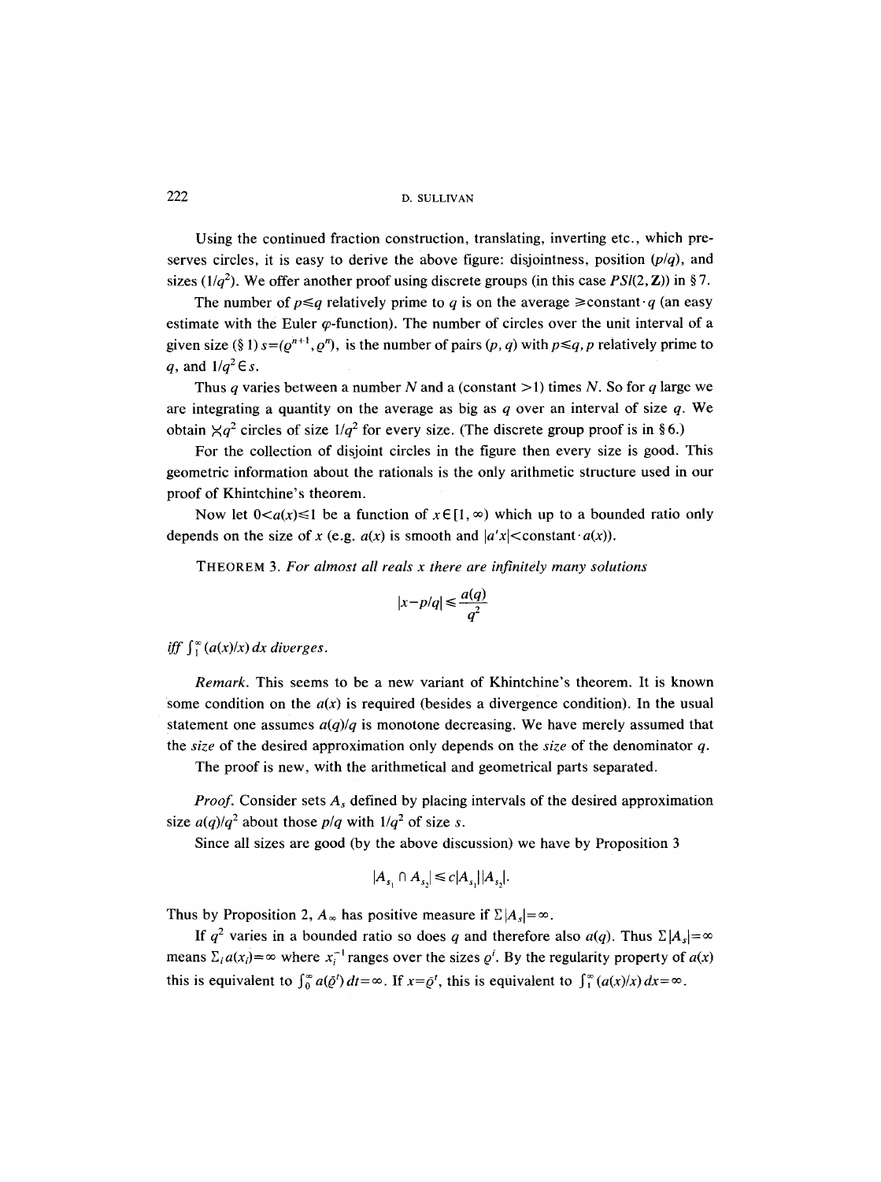Using the continued fraction construction, translating, inverting etc., which preserves circles, it is easy to derive the above figure: disjointness, position $(p/q)$, and sizes $(1/q^2)$. We offer another proof using discrete groups (in this case $PSl(2, \mathbf{Z})$) in § 7.

The number of $p \leq q$ relatively prime to $q$ is on the average $\geq$constant$\cdot q$ (an easy estimate with the Euler $\varphi$-function). The number of circles over the unit interval of a given size (§ 1) $s = (\varrho^{n+1}, \varrho^n)$, is the number of pairs $(p, q)$ with $p \leq q$, $p$ relatively prime to $q$, and $1/q^2 \in s$.

Thus $q$ varies between a number $N$ and a (constant $>1$) times $N$. So for $q$ large we are integrating a quantity on the average as big as $q$ over an interval of size $q$. We obtain $\asymp q^2$ circles of size $1/q^2$ for every size. (The discrete group proof is in § 6.)

For the collection of disjoint circles in the figure then every size is good. This geometric information about the rationals is the only arithmetic structure used in our proof of Khintchine's theorem.

Now let $0 < a(x) \leq 1$ be a function of $x \in [1, \infty)$ which up to a bounded ratio only depends on the size of $x$ (e.g. $a(x)$ is smooth and $|a'x| <$constant$\cdot a(x)$).

THEOREM 3. *For almost all reals $x$ there are infinitely many solutions*

$$|x - p/q| \leq \frac{a(q)}{q^2}$$

*iff* $\int_1^\infty (a(x)/x)\, dx$ *diverges.*

*Remark.* This seems to be a new variant of Khintchine's theorem. It is known some condition on the $a(x)$ is required (besides a divergence condition). In the usual statement one assumes $a(q)/q$ is monotone decreasing. We have merely assumed that the *size* of the desired approximation only depends on the *size* of the denominator $q$.

The proof is new, with the arithmetical and geometrical parts separated.

*Proof.* Consider sets $A_s$ defined by placing intervals of the desired approximation size $a(q)/q^2$ about those $p/q$ with $1/q^2$ of size $s$.

Since all sizes are good (by the above discussion) we have by Proposition 3

$$|A_{s_1} \cap A_{s_2}| \leq c|A_{s_1}||A_{s_2}|.$$

Thus by Proposition 2, $A_\infty$ has positive measure if $\Sigma |A_s| = \infty$.

If $q^2$ varies in a bounded ratio so does $q$ and therefore also $a(q)$. Thus $\Sigma |A_s| = \infty$ means $\Sigma_i a(x_i) = \infty$ where $x_i^{-1}$ ranges over the sizes $\varrho^i$. By the regularity property of $a(x)$ this is equivalent to $\int_0^\infty a(\bar{\varrho}^t)\, dt = \infty$. If $x = \bar{\varrho}^t$, this is equivalent to $\int_1^\infty (a(x)/x)\, dx = \infty$.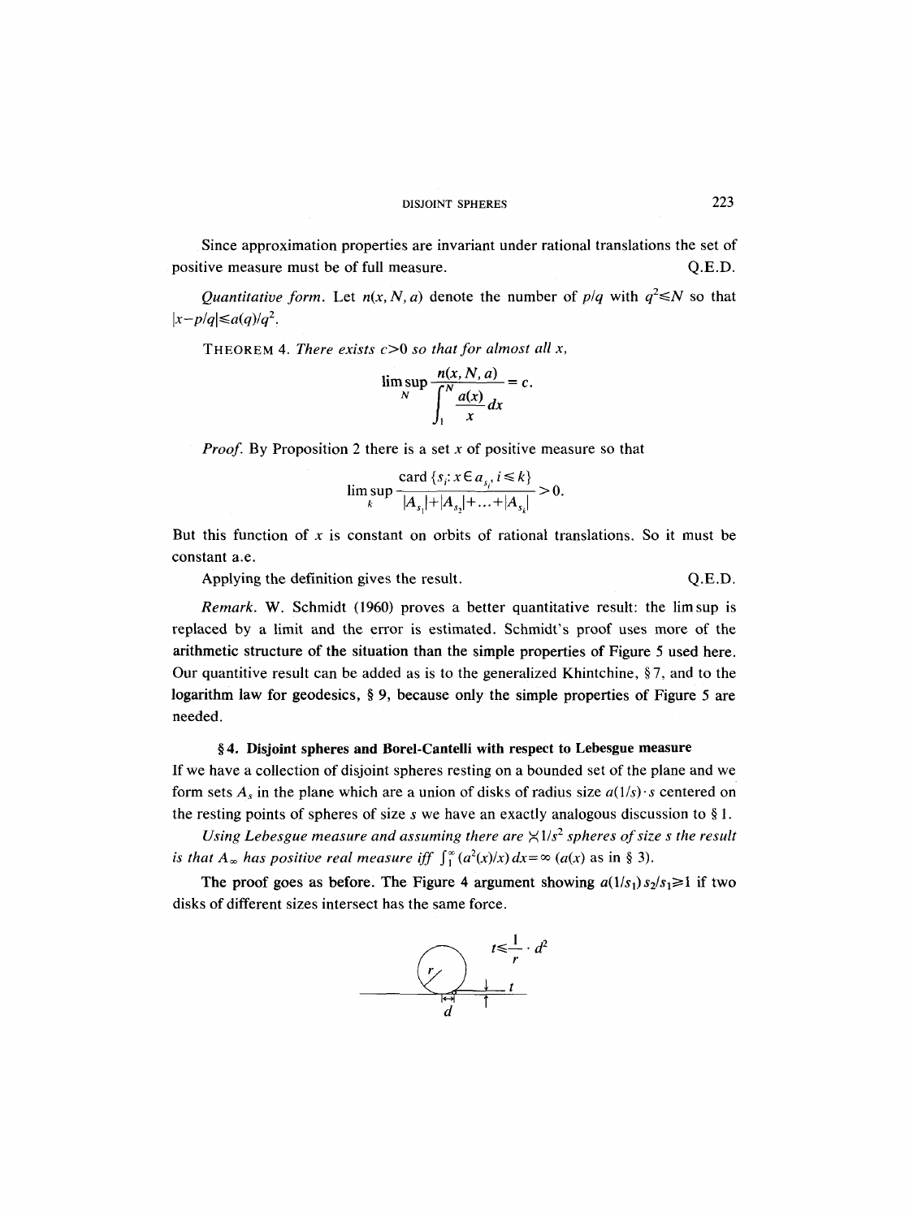Since approximation properties are invariant under rational translations the set of positive measure must be of full measure. Q.E.D.

*Quantitative form.* Let $n(x, N, a)$ denote the number of $p/q$ with $q^2 \leqslant N$ so that $|x - p/q| \leqslant a(q)/q^2$.

THEOREM 4. *There exists $c > 0$ so that for almost all $x$,*

$$\limsup_N \frac{n(x, N, a)}{\displaystyle\int_1^N \frac{a(x)}{x} dx} = c.$$

*Proof.* By Proposition 2 there is a set $x$ of positive measure so that

$$\limsup_k \frac{\operatorname{card}\{s_i : x \in a_{s_i}, i \leqslant k\}}{|A_{s_1}| + |A_{s_2}| + \ldots + |A_{s_k}|} > 0.$$

But this function of $x$ is constant on orbits of rational translations. So it must be constant a.e.

Applying the definition gives the result. Q.E.D.

*Remark.* W. Schmidt (1960) proves a better quantitative result: the lim sup is replaced by a limit and the error is estimated. Schmidt's proof uses more of the arithmetic structure of the situation than the simple properties of Figure 5 used here. Our quantitive result can be added as is to the generalized Khintchine, § 7, and to the logarithm law for geodesics, § 9, because only the simple properties of Figure 5 are needed.

## § 4. Disjoint spheres and Borel-Cantelli with respect to Lebesgue measure

If we have a collection of disjoint spheres resting on a bounded set of the plane and we form sets $A_s$ in the plane which are a union of disks of radius size $a(1/s) \cdot s$ centered on the resting points of spheres of size $s$ we have an exactly analogous discussion to § 1.

*Using Lebesgue measure and assuming there are $\asymp 1/s^2$ spheres of size $s$ the result is that $A_\infty$ has positive real measure iff $\int_1^\infty (a^2(x)/x)\, dx = \infty$ ($a(x)$ as in § 3).*

The proof goes as before. The Figure 4 argument showing $a(1/s_1) s_2/s_1 \geqslant 1$ if two disks of different sizes intersect has the same force.

$$t \leqslant \frac{1}{r} \cdot d^2$$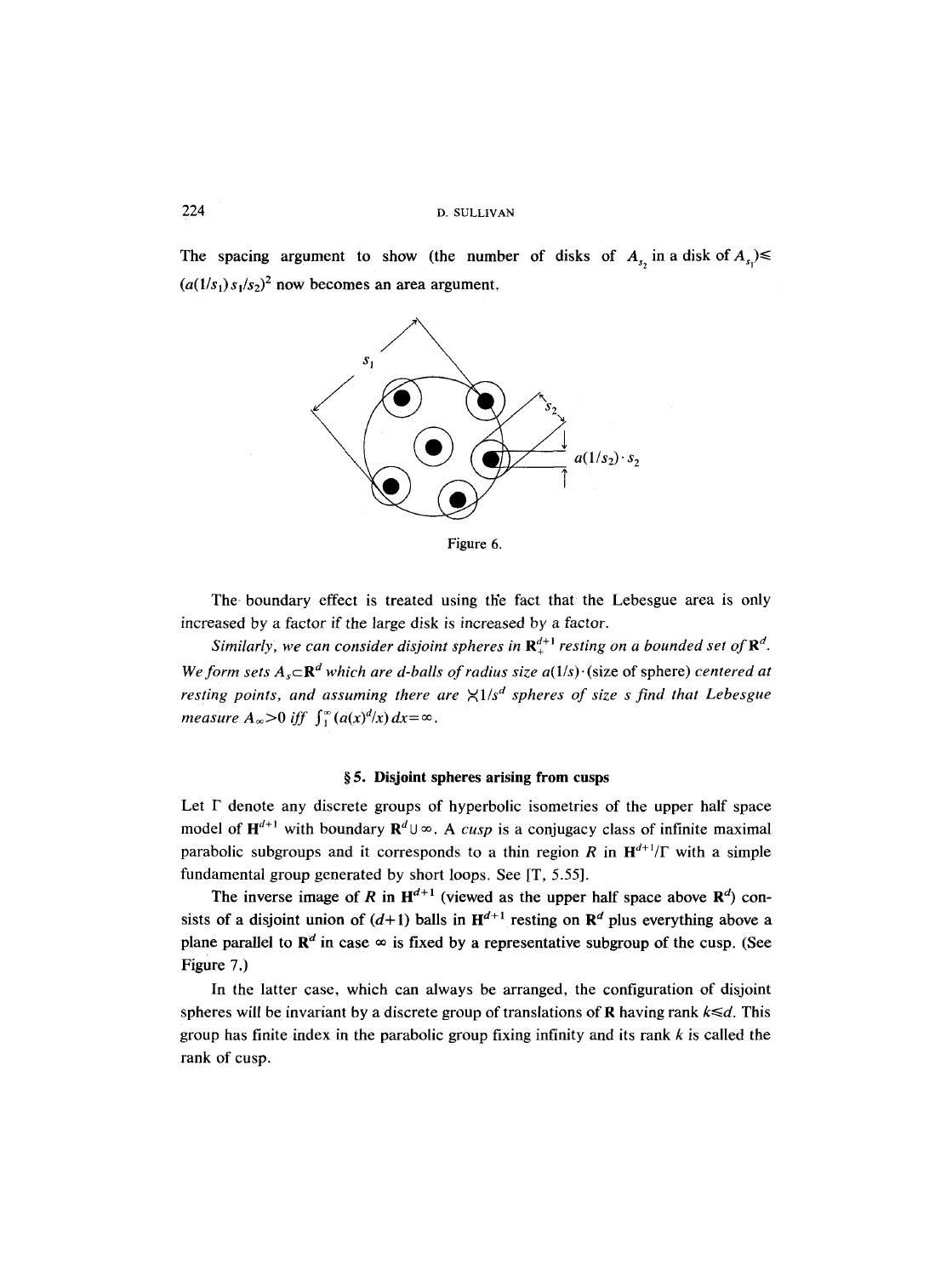The spacing argument to show (the number of disks of $A_{s_2}$ in a disk of $A_{s_1}$) $\leqslant (a(1/s_1)s_1/s_2)^2$ now becomes an area argument.

Figure 6.

The boundary effect is treated using the fact that the Lebesgue area is only increased by a factor if the large disk is increased by a factor.

*Similarly, we can consider disjoint spheres in* $\mathbf{R}_+^{d+1}$ *resting on a bounded set of* $\mathbf{R}^d$. *We form sets* $A_s \subset \mathbf{R}^d$ *which are d-balls of radius size* $a(1/s)\cdot$(size of sphere) *centered at resting points, and assuming there are* $\asymp 1/s^d$ *spheres of size s find that Lebesgue measure* $A_\infty > 0$ *iff* $\int_1^\infty (a(x)^d/x)\,dx = \infty$.

## §5. Disjoint spheres arising from cusps

Let $\Gamma$ denote any discrete groups of hyperbolic isometries of the upper half space model of $\mathbf{H}^{d+1}$ with boundary $\mathbf{R}^d \cup \infty$. A *cusp* is a conjugacy class of infinite maximal parabolic subgroups and it corresponds to a thin region $R$ in $\mathbf{H}^{d+1}/\Gamma$ with a simple fundamental group generated by short loops. See [T, 5.55].

The inverse image of $R$ in $\mathbf{H}^{d+1}$ (viewed as the upper half space above $\mathbf{R}^d$) consists of a disjoint union of $(d+1)$ balls in $\mathbf{H}^{d+1}$ resting on $\mathbf{R}^d$ plus everything above a plane parallel to $\mathbf{R}^d$ in case $\infty$ is fixed by a representative subgroup of the cusp. (See Figure 7.)

In the latter case, which can always be arranged, the configuration of disjoint spheres will be invariant by a discrete group of translations of $\mathbf{R}$ having rank $k \leqslant d$. This group has finite index in the parabolic group fixing infinity and its rank $k$ is called the rank of cusp.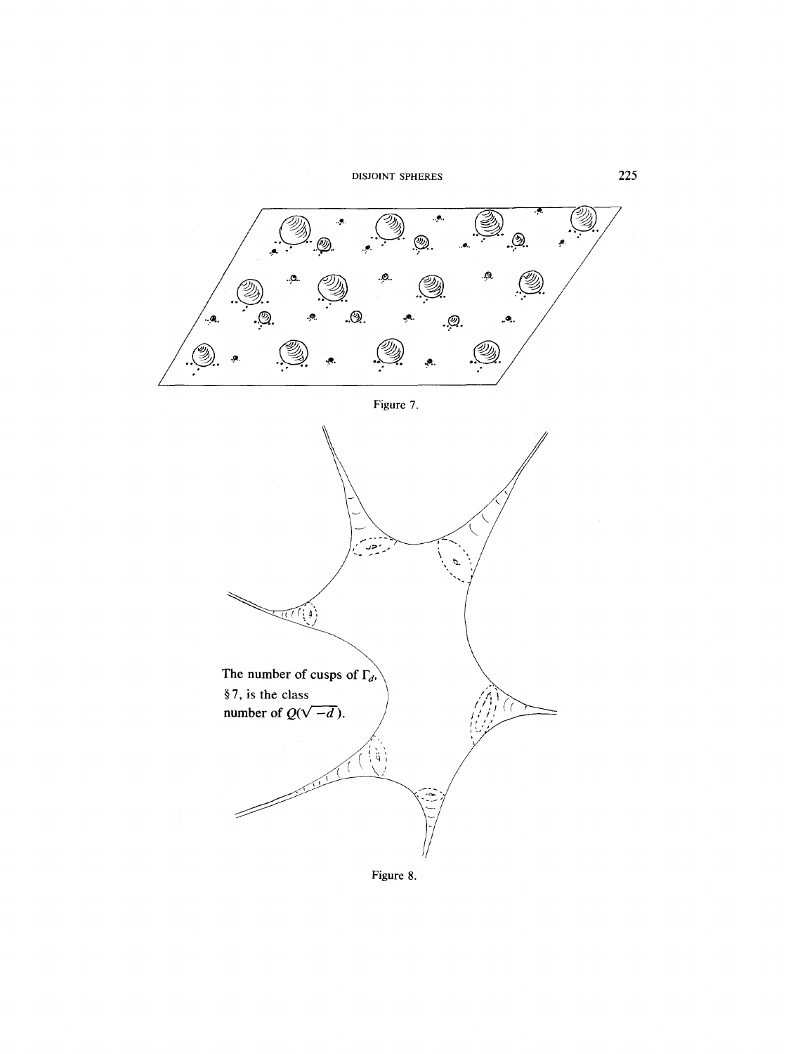Figure 7.

The number of cusps of $\Gamma_d$, §7, is the class number of $Q(\sqrt{-d})$.

Figure 8.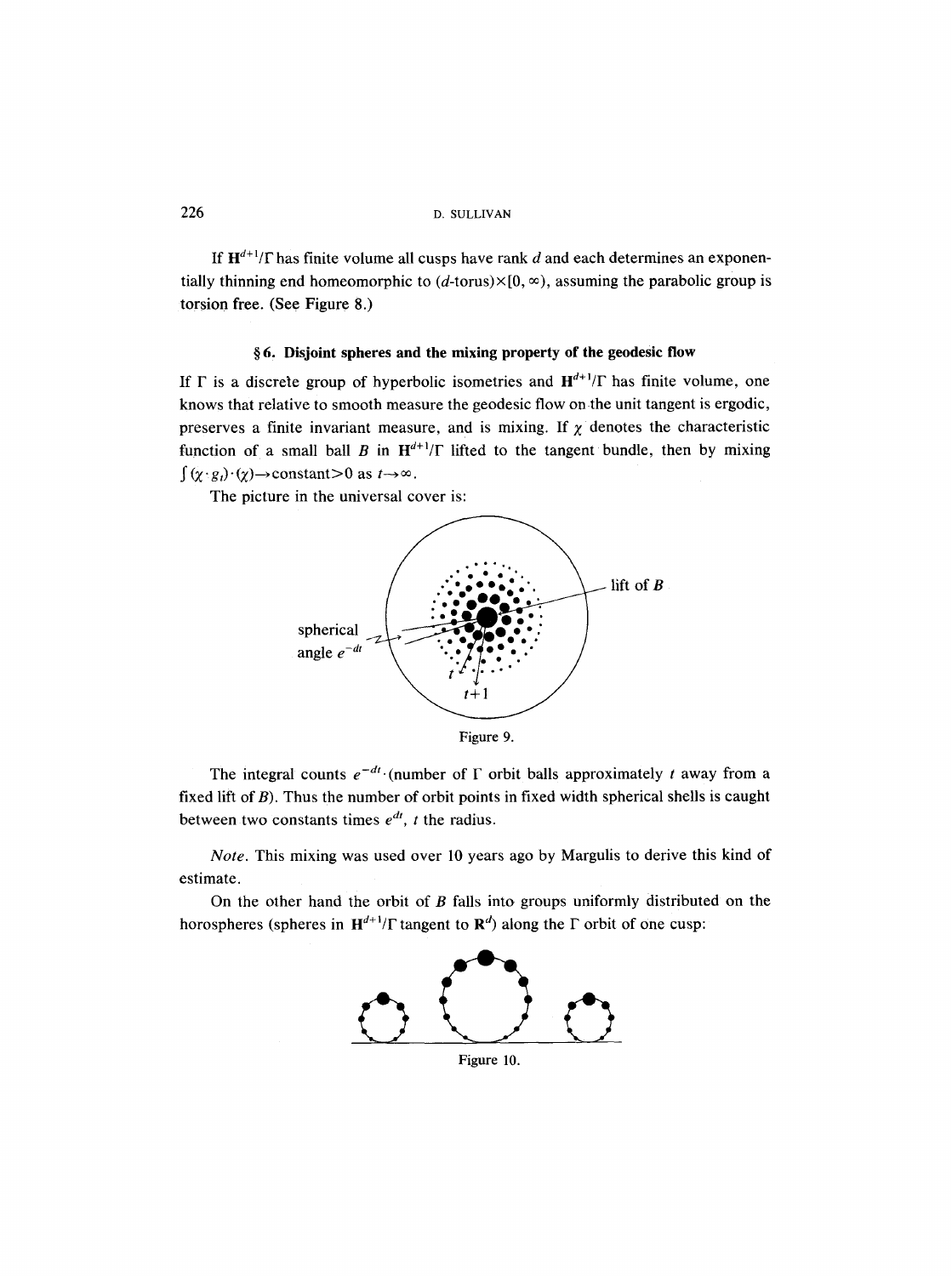If $\mathbf{H}^{d+1}/\Gamma$ has finite volume all cusps have rank $d$ and each determines an exponentially thinning end homeomorphic to ($d$-torus)$\times[0, \infty)$, assuming the parabolic group is torsion free. (See Figure 8.)

### § 6. Disjoint spheres and the mixing property of the geodesic flow

If $\Gamma$ is a discrete group of hyperbolic isometries and $\mathbf{H}^{d+1}/\Gamma$ has finite volume, one knows that relative to smooth measure the geodesic flow on the unit tangent is ergodic, preserves a finite invariant measure, and is mixing. If $\chi$ denotes the characteristic function of a small ball $B$ in $\mathbf{H}^{d+1}/\Gamma$ lifted to the tangent bundle, then by mixing $\int (\chi \cdot g_t) \cdot (\chi) \to \text{constant} > 0$ as $t \to \infty$.

The picture in the universal cover is:

Figure 9.

The integral counts $e^{-dt} \cdot$(number of $\Gamma$ orbit balls approximately $t$ away from a fixed lift of $B$). Thus the number of orbit points in fixed width spherical shells is caught between two constants times $e^{dt}$, $t$ the radius.

*Note.* This mixing was used over 10 years ago by Margulis to derive this kind of estimate.

On the other hand the orbit of $B$ falls into groups uniformly distributed on the horospheres (spheres in $\mathbf{H}^{d+1}/\Gamma$ tangent to $\mathbf{R}^d$) along the $\Gamma$ orbit of one cusp:

Figure 10.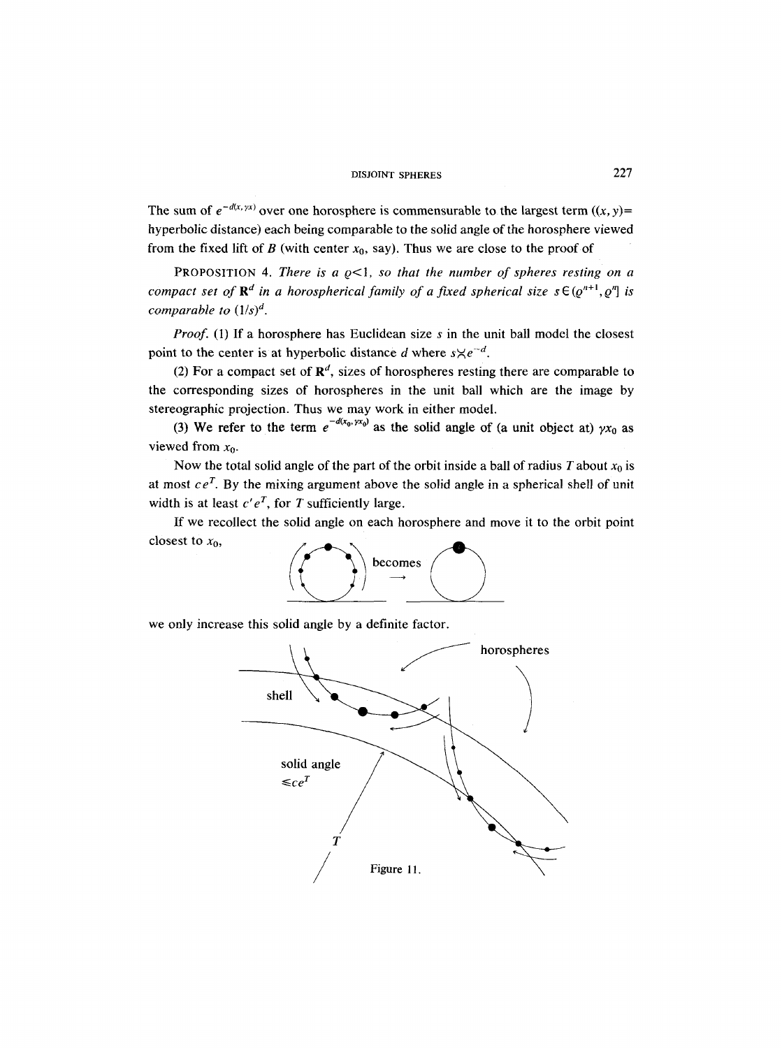The sum of $e^{-d(x,\gamma x)}$ over one horosphere is commensurable to the largest term ($(x, y)$= hyperbolic distance) each being comparable to the solid angle of the horosphere viewed from the fixed lift of $B$ (with center $x_0$, say). Thus we are close to the proof of

PROPOSITION 4. *There is a $\varrho<1$, so that the number of spheres resting on a compact set of $\mathbf{R}^d$ in a horospherical family of a fixed spherical size $s \in (\varrho^{n+1}, \varrho^n]$ is comparable to $(1/s)^d$.*

*Proof.* (1) If a horosphere has Euclidean size $s$ in the unit ball model the closest point to the center is at hyperbolic distance $d$ where $s \asymp e^{-d}$.

(2) For a compact set of $\mathbf{R}^d$, sizes of horospheres resting there are comparable to the corresponding sizes of horospheres in the unit ball which are the image by stereographic projection. Thus we may work in either model.

(3) We refer to the term $e^{-d(x_0, \gamma x_0)}$ as the solid angle of (a unit object at) $\gamma x_0$ as viewed from $x_0$.

Now the total solid angle of the part of the orbit inside a ball of radius $T$ about $x_0$ is at most $ce^T$. By the mixing argument above the solid angle in a spherical shell of unit width is at least $c'e^T$, for $T$ sufficiently large.

If we recollect the solid angle on each horosphere and move it to the orbit point closest to $x_0$, becomes $\longrightarrow$

we only increase this solid angle by a definite factor.

Figure 11.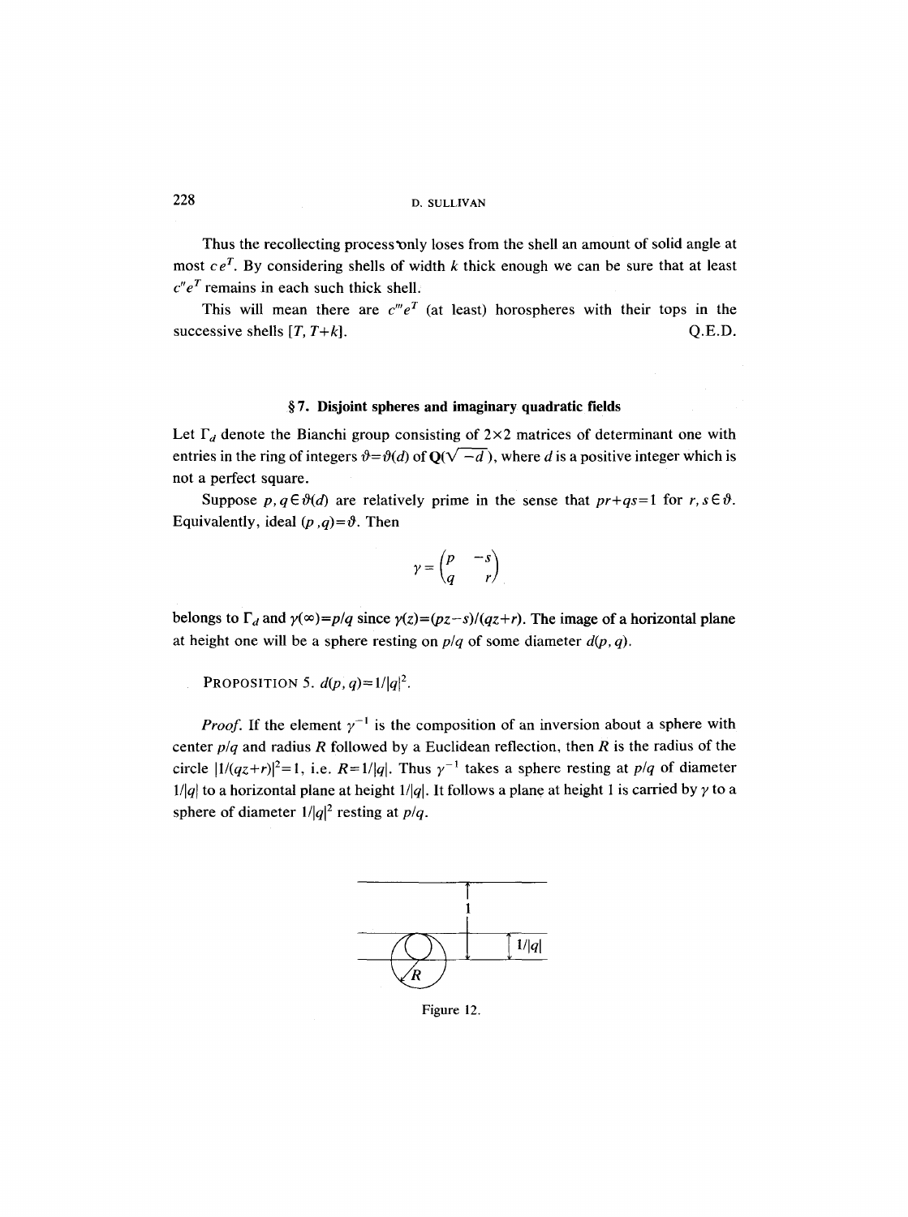Thus the recollecting process only loses from the shell an amount of solid angle at most $ce^T$. By considering shells of width $k$ thick enough we can be sure that at least $c''e^T$ remains in each such thick shell.

This will mean there are $c'''e^T$ (at least) horospheres with their tops in the successive shells $[T, T+k]$. Q.E.D.

### §7. Disjoint spheres and imaginary quadratic fields

Let $\Gamma_d$ denote the Bianchi group consisting of $2\times 2$ matrices of determinant one with entries in the ring of integers $\vartheta=\vartheta(d)$ of $\mathbf{Q}(\sqrt{-d})$, where $d$ is a positive integer which is not a perfect square.

Suppose $p, q \in \vartheta(d)$ are relatively prime in the sense that $pr+qs=1$ for $r, s \in \vartheta$. Equivalently, ideal $(p, q)=\vartheta$. Then

$$\gamma = \begin{pmatrix} p & -s \\ q & r \end{pmatrix}$$

belongs to $\Gamma_d$ and $\gamma(\infty)=p/q$ since $\gamma(z)=(pz-s)/(qz+r)$. The image of a horizontal plane at height one will be a sphere resting on $p/q$ of some diameter $d(p, q)$.

PROPOSITION 5. $d(p, q)=1/|q|^2$.

*Proof.* If the element $\gamma^{-1}$ is the composition of an inversion about a sphere with center $p/q$ and radius $R$ followed by a Euclidean reflection, then $R$ is the radius of the circle $|1/(qz+r)|^2=1$, i.e. $R=1/|q|$. Thus $\gamma^{-1}$ takes a sphere resting at $p/q$ of diameter $1/|q|$ to a horizontal plane at height $1/|q|$. It follows a plane at height 1 is carried by $\gamma$ to a sphere of diameter $1/|q|^2$ resting at $p/q$.

Figure 12.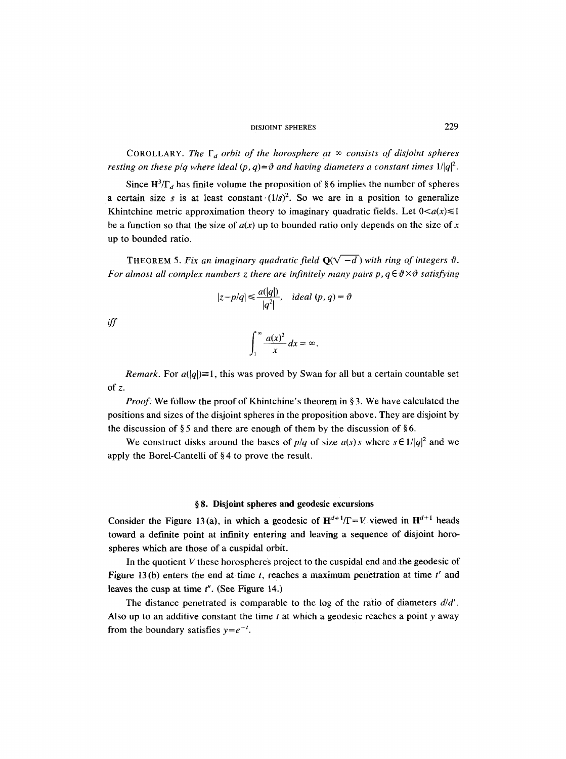COROLLARY. *The $\Gamma_d$ orbit of the horosphere at $\infty$ consists of disjoint spheres resting on these $p/q$ where ideal $(p, q)=\vartheta$ and having diameters a constant times $1/|q|^2$.*

Since $\mathbf{H}^3/\Gamma_d$ has finite volume the proposition of § 6 implies the number of spheres a certain size $s$ is at least constant $\cdot(1/s)^2$. So we are in a position to generalize Khintchine metric approximation theory to imaginary quadratic fields. Let $0<a(x)\leqslant 1$ be a function so that the size of $a(x)$ up to bounded ratio only depends on the size of $x$ up to bounded ratio.

THEOREM 5. *Fix an imaginary quadratic field $\mathbf{Q}(\sqrt{-d})$ with ring of integers $\vartheta$. For almost all complex numbers $z$ there are infinitely many pairs $p, q \in \vartheta\times\vartheta$ satisfying*

$$|z-p/q| \leqslant \frac{a(|q|)}{|q^2|}, \quad \text{ideal } (p, q) = \vartheta$$

*iff*

$$\int_1^\infty \frac{a(x)^2}{x}\, dx = \infty.$$

*Remark.* For $a(|q|)\equiv 1$, this was proved by Swan for all but a certain countable set of $z$.

*Proof.* We follow the proof of Khintchine's theorem in § 3. We have calculated the positions and sizes of the disjoint spheres in the proposition above. They are disjoint by the discussion of § 5 and there are enough of them by the discussion of § 6.

We construct disks around the bases of $p/q$ of size $a(s)s$ where $s \in 1/|q|^2$ and we apply the Borel-Cantelli of § 4 to prove the result.

## § 8. Disjoint spheres and geodesic excursions

Consider the Figure 13(a), in which a geodesic of $\mathbf{H}^{d+1}/\Gamma=V$ viewed in $\mathbf{H}^{d+1}$ heads toward a definite point at infinity entering and leaving a sequence of disjoint horospheres which are those of a cuspidal orbit.

In the quotient $V$ these horospheres project to the cuspidal end and the geodesic of Figure 13(b) enters the end at time $t$, reaches a maximum penetration at time $t'$ and leaves the cusp at time $t''$. (See Figure 14.)

The distance penetrated is comparable to the log of the ratio of diameters $d/d'$. Also up to an additive constant the time $t$ at which a geodesic reaches a point $y$ away from the boundary satisfies $y=e^{-t}$.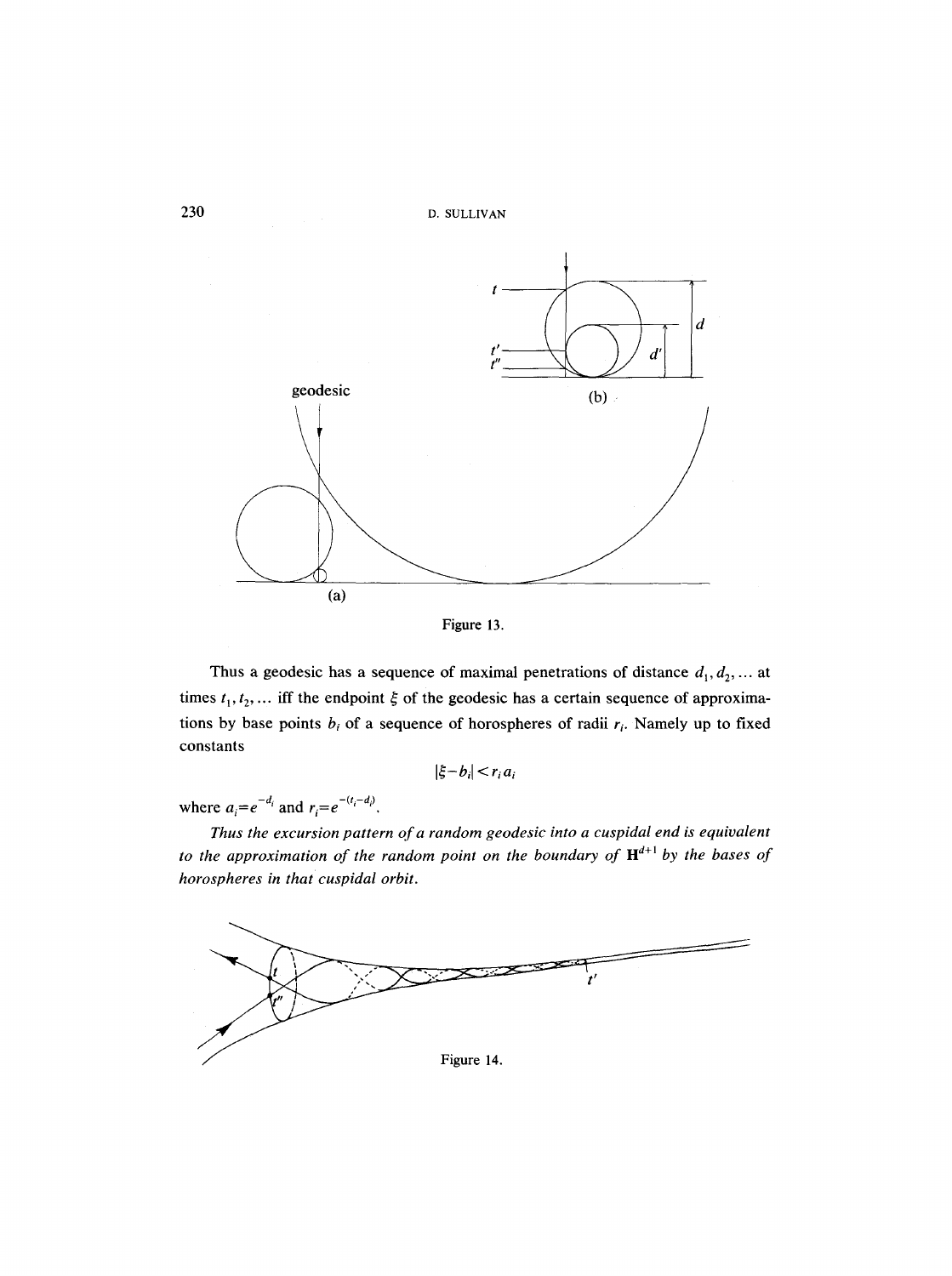Figure 13.

Thus a geodesic has a sequence of maximal penetrations of distance $d_1, d_2, \ldots$ at times $t_1, t_2, \ldots$ iff the endpoint $\xi$ of the geodesic has a certain sequence of approximations by base points $b_i$ of a sequence of horospheres of radii $r_i$. Namely up to fixed constants

$$|\xi - b_i| < r_i a_i$$

where $a_i = e^{-d_i}$ and $r_i = e^{-(t_i - d_i)}$.

*Thus the excursion pattern of a random geodesic into a cuspidal end is equivalent to the approximation of the random point on the boundary of $\mathbf{H}^{d+1}$ by the bases of horospheres in that cuspidal orbit.*

Figure 14.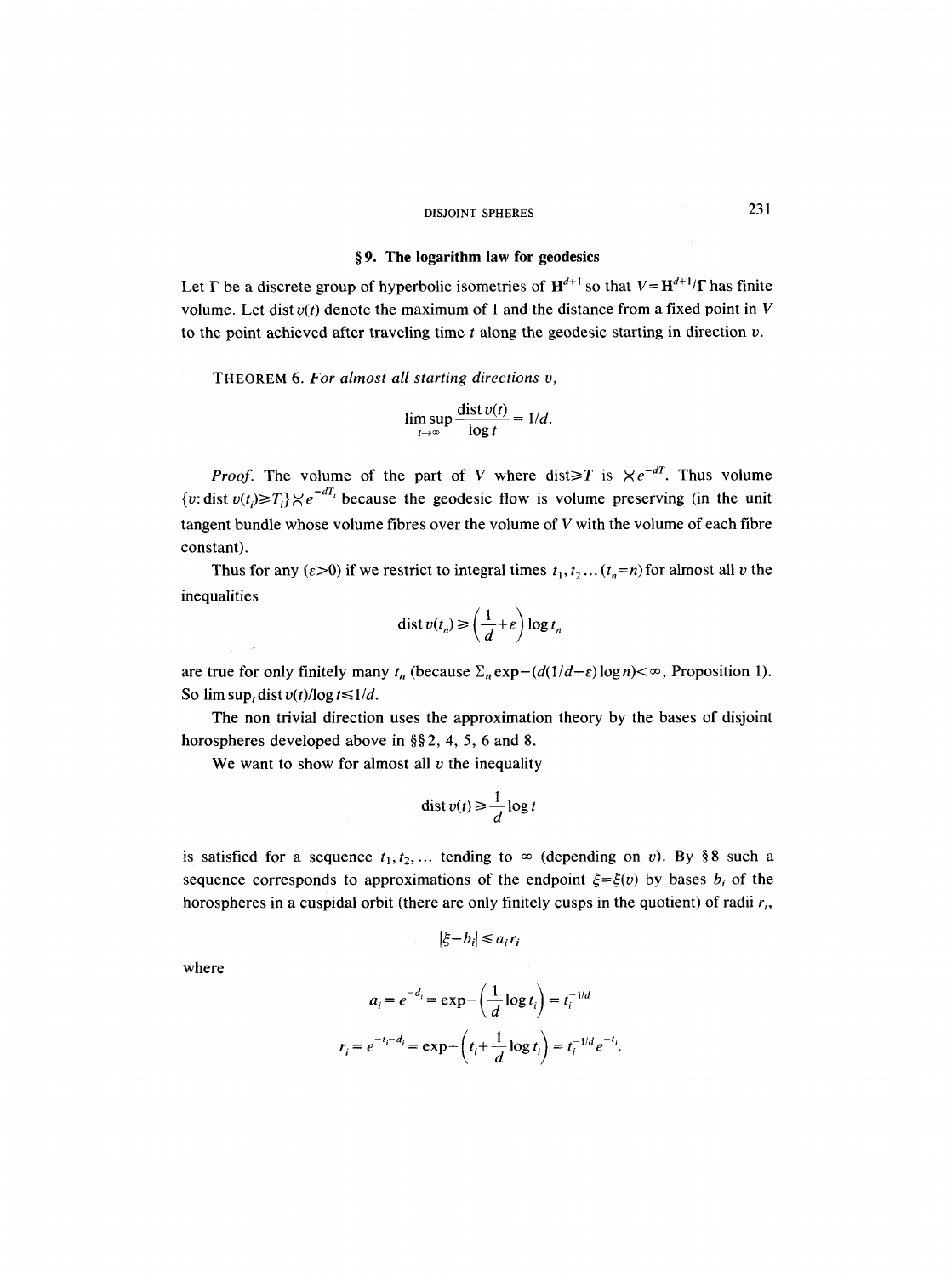## § 9. The logarithm law for geodesics

Let $\Gamma$ be a discrete group of hyperbolic isometries of $\mathbf{H}^{d+1}$ so that $V=\mathbf{H}^{d+1}/\Gamma$ has finite volume. Let $\operatorname{dist} v(t)$ denote the maximum of 1 and the distance from a fixed point in $V$ to the point achieved after traveling time $t$ along the geodesic starting in direction $v$.

THEOREM 6. *For almost all starting directions $v$,*

$$\limsup_{t\to\infty} \frac{\operatorname{dist} v(t)}{\log t} = 1/d.$$

*Proof.* The volume of the part of $V$ where $\operatorname{dist} \geqslant T$ is $\asymp e^{-dT}$. Thus volume $\{v: \operatorname{dist} v(t_i) \geqslant T_i\} \asymp e^{-dT_i}$ because the geodesic flow is volume preserving (in the unit tangent bundle whose volume fibres over the volume of $V$ with the volume of each fibre constant).

Thus for any $(\varepsilon>0)$ if we restrict to integral times $t_1, t_2 \ldots (t_n=n)$ for almost all $v$ the inequalities

$$\operatorname{dist} v(t_n) \geqslant \left(\frac{1}{d}+\varepsilon\right) \log t_n$$

are true for only finitely many $t_n$ (because $\Sigma_n \exp-(d(1/d+\varepsilon)\log n)<\infty$, Proposition 1). So $\limsup_t \operatorname{dist} v(t)/\log t \leqslant 1/d$.

The non trivial direction uses the approximation theory by the bases of disjoint horospheres developed above in §§ 2, 4, 5, 6 and 8.

We want to show for almost all $v$ the inequality

$$\operatorname{dist} v(t) \geqslant \frac{1}{d} \log t$$

is satisfied for a sequence $t_1, t_2, \ldots$ tending to $\infty$ (depending on $v$). By § 8 such a sequence corresponds to approximations of the endpoint $\xi=\xi(v)$ by bases $b_i$ of the horospheres in a cuspidal orbit (there are only finitely cusps in the quotient) of radii $r_i$,

$$|\xi-b_i| \leqslant a_i r_i$$

where

$$a_i = e^{-d_i} = \exp-\left(\frac{1}{d}\log t_i\right) = t_i^{-1/d}$$

$$r_i = e^{-t_i-d_i} = \exp-\left(t_i + \frac{1}{d}\log t_i\right) = t_i^{-1/d} e^{-t_i}.$$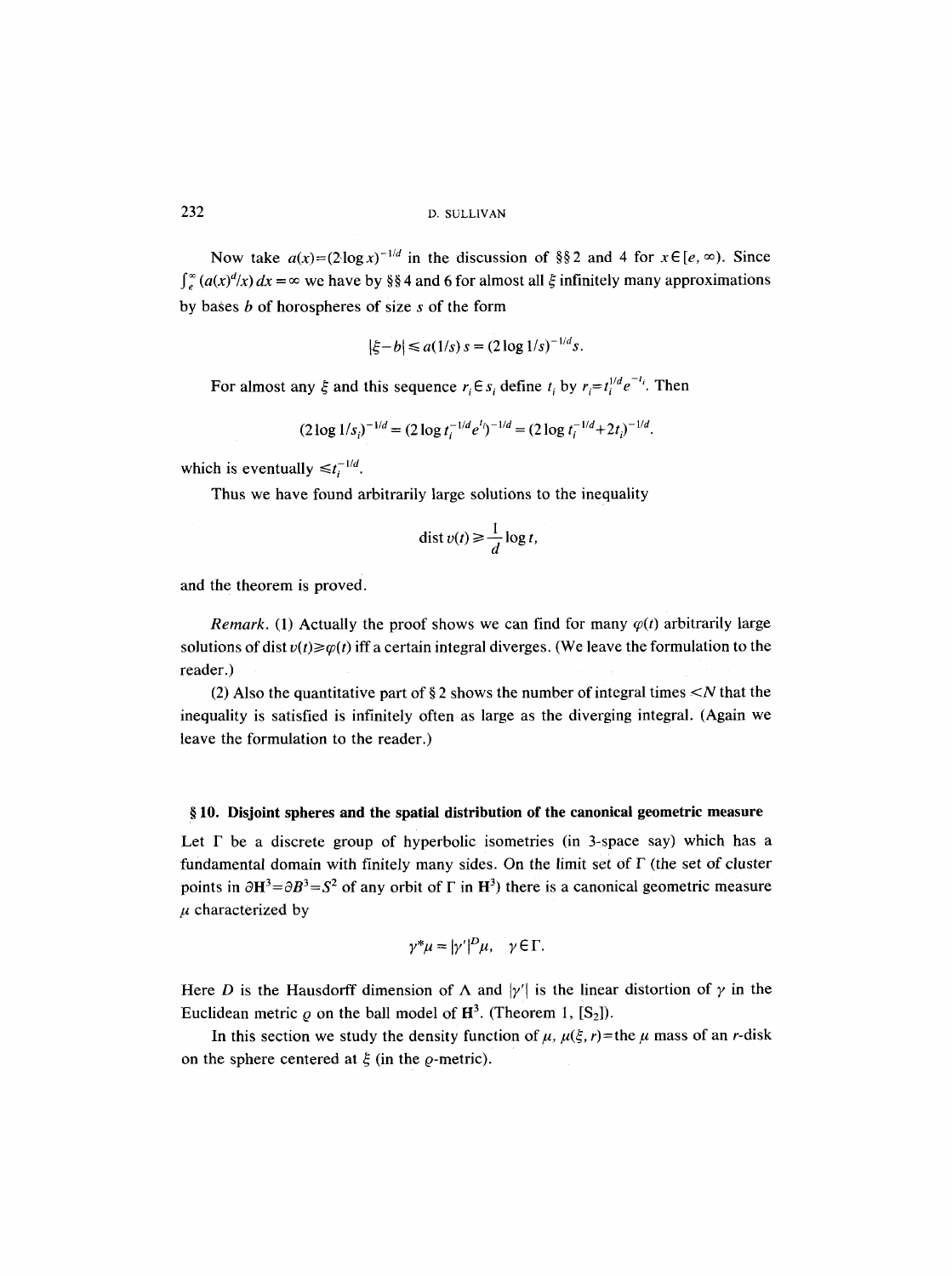Now take $a(x)=(2\log x)^{-1/d}$ in the discussion of §§ 2 and 4 for $x\in[e,\infty)$. Since $\int_e^\infty (a(x)^d/x)\,dx=\infty$ we have by §§ 4 and 6 for almost all $\xi$ infinitely many approximations by bases $b$ of horospheres of size $s$ of the form

$$|\xi-b|\leqslant a(1/s)\,s=(2\log 1/s)^{-1/d}s.$$

For almost any $\xi$ and this sequence $r_i\in s_i$ define $t_i$ by $r_i=t_i^{1/d}e^{-t_i}$. Then

$$(2\log 1/s_i)^{-1/d}=(2\log t_i^{-1/d}e^{t_i})^{-1/d}=(2\log t_i^{-1/d}+2t_i)^{-1/d}.$$

which is eventually $\leqslant t_i^{-1/d}$.

Thus we have found arbitrarily large solutions to the inequality

$$\operatorname{dist} v(t)\geqslant \frac{1}{d}\log t,$$

and the theorem is proved.

*Remark.* (1) Actually the proof shows we can find for many $\varphi(t)$ arbitrarily large solutions of dist $v(t)\geqslant\varphi(t)$ iff a certain integral diverges. (We leave the formulation to the reader.)

(2) Also the quantitative part of § 2 shows the number of integral times $<N$ that the inequality is satisfied is infinitely often as large as the diverging integral. (Again we leave the formulation to the reader.)

## § 10. Disjoint spheres and the spatial distribution of the canonical geometric measure

Let $\Gamma$ be a discrete group of hyperbolic isometries (in 3-space say) which has a fundamental domain with finitely many sides. On the limit set of $\Gamma$ (the set of cluster points in $\partial\mathbf{H}^3=\partial B^3=S^2$ of any orbit of $\Gamma$ in $\mathbf{H}^3$) there is a canonical geometric measure $\mu$ characterized by

$$\gamma^*\mu=|\gamma'|^D\mu,\quad \gamma\in\Gamma.$$

Here $D$ is the Hausdorff dimension of $\Lambda$ and $|\gamma'|$ is the linear distortion of $\gamma$ in the Euclidean metric $\varrho$ on the ball model of $\mathbf{H}^3$. (Theorem 1, [S2]).

In this section we study the density function of $\mu$, $\mu(\xi,r)$=the $\mu$ mass of an $r$-disk on the sphere centered at $\xi$ (in the $\varrho$-metric).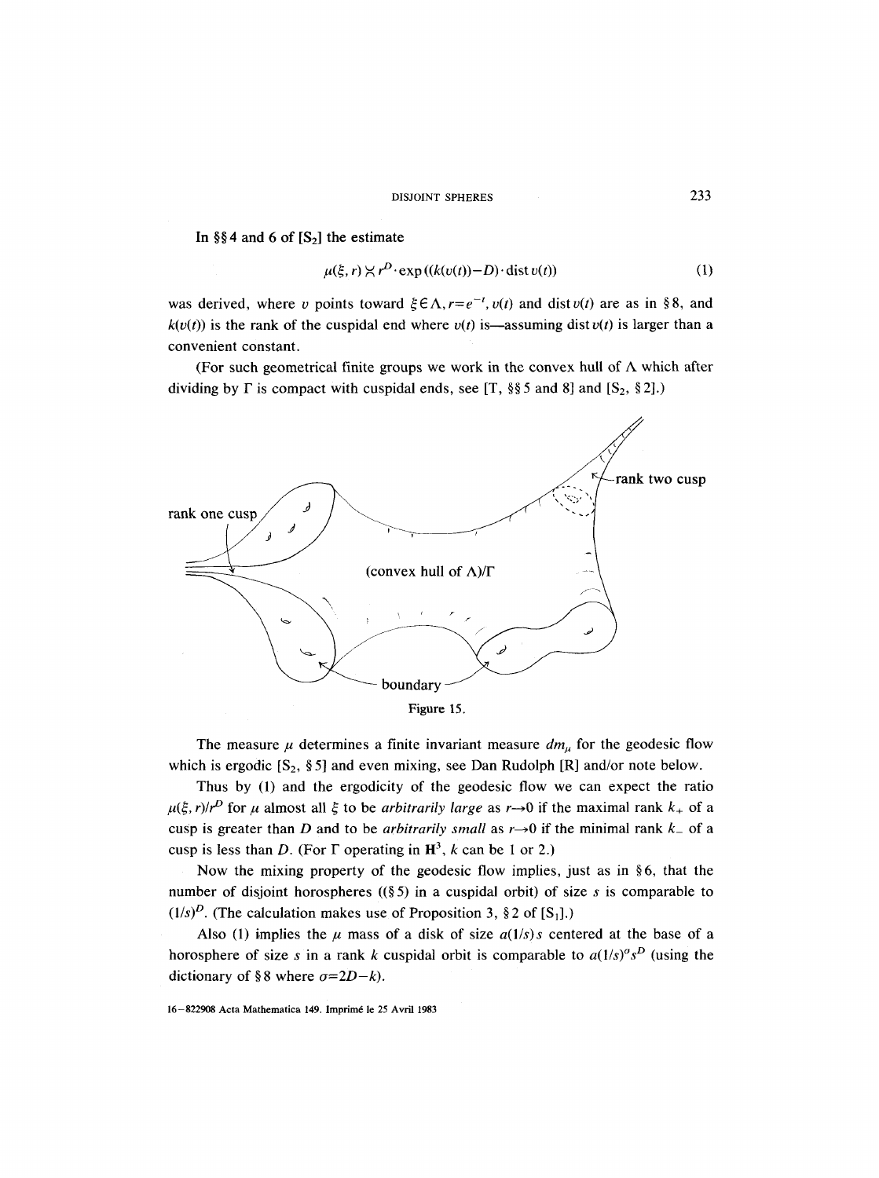In §§4 and 6 of [S$_2$] the estimate

$$\mu(\xi, r) \asymp r^D \cdot \exp((k(v(t)) - D) \cdot \operatorname{dist} v(t)) \tag{1}$$

was derived, where $v$ points toward $\xi \in \Lambda, r = e^{-t}$, $v(t)$ and $\operatorname{dist} v(t)$ are as in §8, and $k(v(t))$ is the rank of the cuspidal end where $v(t)$ is—assuming $\operatorname{dist} v(t)$ is larger than a convenient constant.

(For such geometrical finite groups we work in the convex hull of $\Lambda$ which after dividing by $\Gamma$ is compact with cuspidal ends, see [T, §§5 and 8] and [S$_2$, §2].)

Figure 15.

The measure $\mu$ determines a finite invariant measure $dm_\mu$ for the geodesic flow which is ergodic [S$_2$, §5] and even mixing, see Dan Rudolph [R] and/or note below.

Thus by (1) and the ergodicity of the geodesic flow we can expect the ratio $\mu(\xi, r)/r^D$ for $\mu$ almost all $\xi$ to be *arbitrarily large* as $r \to 0$ if the maximal rank $k_+$ of a cusp is greater than $D$ and to be *arbitrarily small* as $r \to 0$ if the minimal rank $k_-$ of a cusp is less than $D$. (For $\Gamma$ operating in $\mathbf{H}^3$, $k$ can be 1 or 2.)

Now the mixing property of the geodesic flow implies, just as in §6, that the number of disjoint horospheres ((§5) in a cuspidal orbit) of size $s$ is comparable to $(1/s)^D$. (The calculation makes use of Proposition 3, §2 of [S$_1$].)

Also (1) implies the $\mu$ mass of a disk of size $a(1/s)s$ centered at the base of a horosphere of size $s$ in a rank $k$ cuspidal orbit is comparable to $a(1/s)^\sigma s^D$ (using the dictionary of §8 where $\sigma = 2D - k$).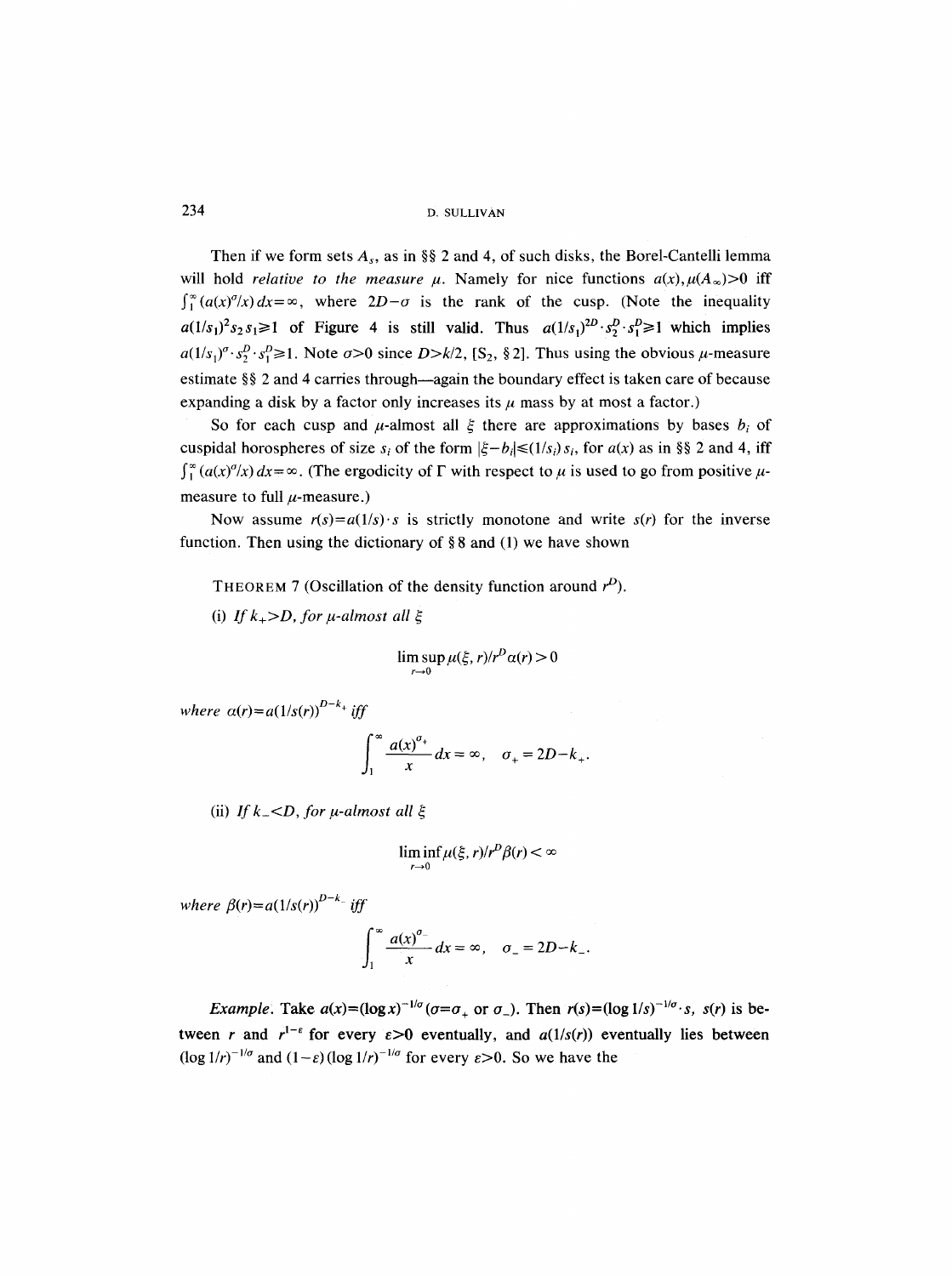Then if we form sets $A_s$, as in §§ 2 and 4, of such disks, the Borel-Cantelli lemma will hold *relative to the measure* $\mu$. Namely for nice functions $a(x), \mu(A_\infty)>0$ iff $\int_1^\infty (a(x)^\sigma/x)\,dx=\infty$, where $2D-\sigma$ is the rank of the cusp. (Note the inequality $a(1/s_1)^2 s_2 s_1 \geqslant 1$ of Figure 4 is still valid. Thus $a(1/s_1)^{2D}\cdot s_2^D \cdot s_1^D \geqslant 1$ which implies $a(1/s_1)^\sigma \cdot s_2^D \cdot s_1^D \geqslant 1$. Note $\sigma>0$ since $D>k/2$, [$S_2$, § 2]. Thus using the obvious $\mu$-measure estimate §§ 2 and 4 carries through—again the boundary effect is taken care of because expanding a disk by a factor only increases its $\mu$ mass by at most a factor.)

So for each cusp and $\mu$-almost all $\xi$ there are approximations by bases $b_i$ of cuspidal horospheres of size $s_i$ of the form $|\xi-b_i|\leqslant(1/s_i)\,s_i$, for $a(x)$ as in §§ 2 and 4, iff $\int_1^\infty (a(x)^\sigma/x)\,dx=\infty$. (The ergodicity of $\Gamma$ with respect to $\mu$ is used to go from positive $\mu$-measure to full $\mu$-measure.)

Now assume $r(s)=a(1/s)\cdot s$ is strictly monotone and write $s(r)$ for the inverse function. Then using the dictionary of § 8 and (1) we have shown

THEOREM 7 (Oscillation of the density function around $r^D$).

(i) *If* $k_+>D$, *for* $\mu$-*almost all* $\xi$

$$\limsup_{r\to 0} \mu(\xi, r)/r^D \alpha(r) > 0$$

*where* $\alpha(r)=a(1/s(r))^{D-k_+}$ *iff*

$$\int_1^\infty \frac{a(x)^{\sigma_+}}{x}\,dx=\infty, \quad \sigma_+=2D-k_+.$$

(ii) *If* $k_-<D$, *for* $\mu$-*almost all* $\xi$

$$\liminf_{r\to 0} \mu(\xi, r)/r^D \beta(r) < \infty$$

*where* $\beta(r)=a(1/s(r))^{D-k_-}$ *iff*

$$\int_1^\infty \frac{a(x)^{\sigma_-}}{x}\,dx=\infty, \quad \sigma_-=2D-k_-.$$

*Example.* Take $a(x)=(\log x)^{-1/\sigma}$ ($\sigma=\sigma_+$ or $\sigma_-$). Then $r(s)=(\log 1/s)^{-1/\sigma}\cdot s$, $s(r)$ is between $r$ and $r^{1-\varepsilon}$ for every $\varepsilon>0$ eventually, and $a(1/s(r))$ eventually lies between $(\log 1/r)^{-1/\sigma}$ and $(1-\varepsilon)(\log 1/r)^{-1/\sigma}$ for every $\varepsilon>0$. So we have the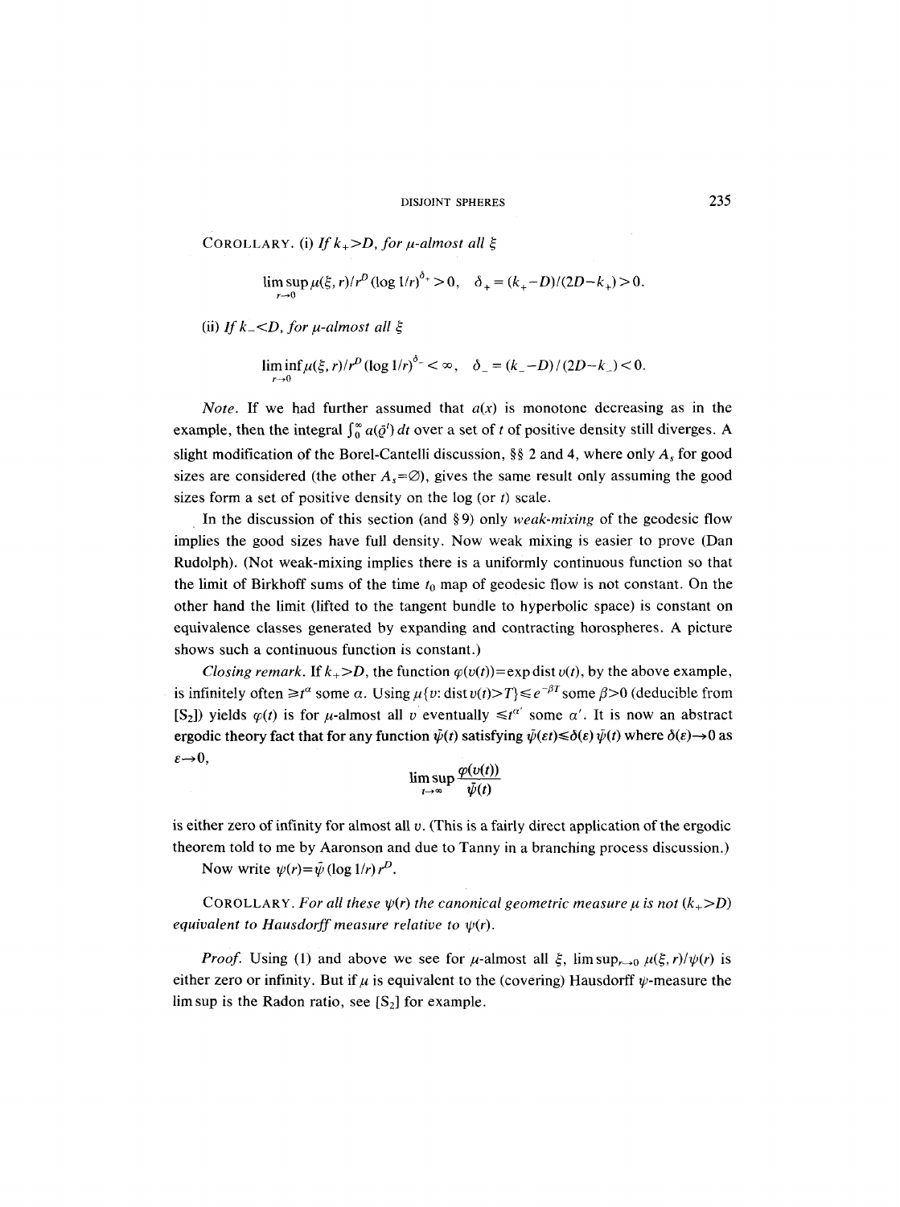COROLLARY. (i) *If $k_+ > D$, for $\mu$-almost all $\xi$*

$$\limsup_{r\to 0} \mu(\xi, r)/r^D (\log 1/r)^{\delta_+} > 0, \quad \delta_+ = (k_+ - D)/(2D - k_+) > 0.$$

(ii) *If $k_- < D$, for $\mu$-almost all $\xi$*

$$\liminf_{r\to 0} \mu(\xi, r)/r^D (\log 1/r)^{\delta_-} < \infty, \quad \delta_- = (k_- - D)/(2D - k_-) < 0.$$

*Note.* If we had further assumed that $a(x)$ is monotone decreasing as in the example, then the integral $\int_0^\infty a(\bar{g}^t)\,dt$ over a set of $t$ of positive density still diverges. A slight modification of the Borel-Cantelli discussion, §§ 2 and 4, where only $A_s$ for good sizes are considered (the other $A_s = \varnothing$), gives the same result only assuming the good sizes form a set of positive density on the log (or $t$) scale.

In the discussion of this section (and § 9) only *weak-mixing* of the geodesic flow implies the good sizes have full density. Now weak mixing is easier to prove (Dan Rudolph). (Not weak-mixing implies there is a uniformly continuous function so that the limit of Birkhoff sums of the time $t_0$ map of geodesic flow is not constant. On the other hand the limit (lifted to the tangent bundle to hyperbolic space) is constant on equivalence classes generated by expanding and contracting horospheres. A picture shows such a continuous function is constant.)

*Closing remark.* If $k_+ > D$, the function $\varphi(v(t)) = \exp \operatorname{dist} v(t)$, by the above example, is infinitely often $\geq t^\alpha$ some $\alpha$. Using $\mu\{v\colon \operatorname{dist} v(t) > T\} \leq e^{-\beta T}$ some $\beta > 0$ (deducible from [$S_2$]) yields $\varphi(t)$ is for $\mu$-almost all $v$ eventually $\leq t^{\alpha'}$ some $\alpha'$. It is now an abstract ergodic theory fact that for any function $\bar{\psi}(t)$ satisfying $\bar{\psi}(\varepsilon t) \leq \delta(\varepsilon)\,\bar{\psi}(t)$ where $\delta(\varepsilon) \to 0$ as $\varepsilon \to 0$,

$$\limsup_{t\to\infty} \frac{\varphi(v(t))}{\bar{\psi}(t)}$$

is either zero of infinity for almost all $v$. (This is a fairly direct application of the ergodic theorem told to me by Aaronson and due to Tanny in a branching process discussion.)

Now write $\psi(r) = \bar{\psi}(\log 1/r)\, r^D$.

COROLLARY. *For all these $\psi(r)$ the canonical geometric measure $\mu$ is not $(k_+ > D)$ equivalent to Hausdorff measure relative to $\psi(r)$.*

*Proof.* Using (1) and above we see for $\mu$-almost all $\xi$, $\limsup_{r\to 0} \mu(\xi, r)/\psi(r)$ is either zero or infinity. But if $\mu$ is equivalent to the (covering) Hausdorff $\psi$-measure the lim sup is the Radon ratio, see [$S_2$] for example.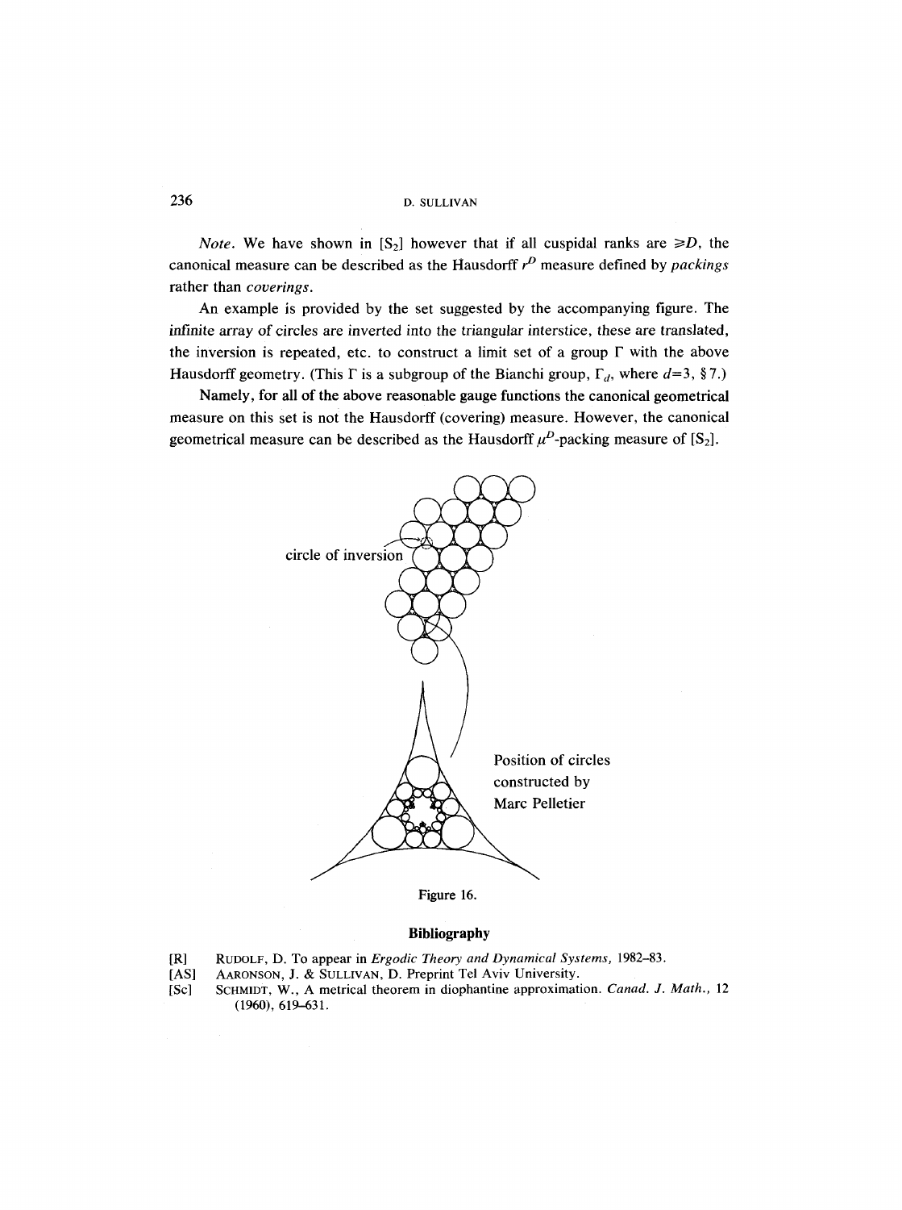*Note*. We have shown in [$S_2$] however that if all cuspidal ranks are $\geqslant D$, the canonical measure can be described as the Hausdorff $r^D$ measure defined by *packings* rather than *coverings*.

An example is provided by the set suggested by the accompanying figure. The infinite array of circles are inverted into the triangular interstice, these are translated, the inversion is repeated, etc. to construct a limit set of a group $\Gamma$ with the above Hausdorff geometry. (This $\Gamma$ is a subgroup of the Bianchi group, $\Gamma_d$, where $d=3$, § 7.)

**Namely, for all of the above reasonable gauge functions the canonical geometrical** measure on this set is not the Hausdorff (covering) measure. However, the canonical geometrical measure can be described as the Hausdorff $\mu^D$-packing measure of [$S_2$].

circle of inversion

Position of circles constructed by Marc Pelletier

Figure 16.

## Bibliography

- [R] RUDOLF, D. To appear in *Ergodic Theory and Dynamical Systems*, 1982–83.
- [AS] AARONSON, J. & SULLIVAN, D. Preprint Tel Aviv University.
- [Sc] SCHMIDT, W., A metrical theorem in diophantine approximation. *Canad. J. Math.*, 12 (1960), 619–631.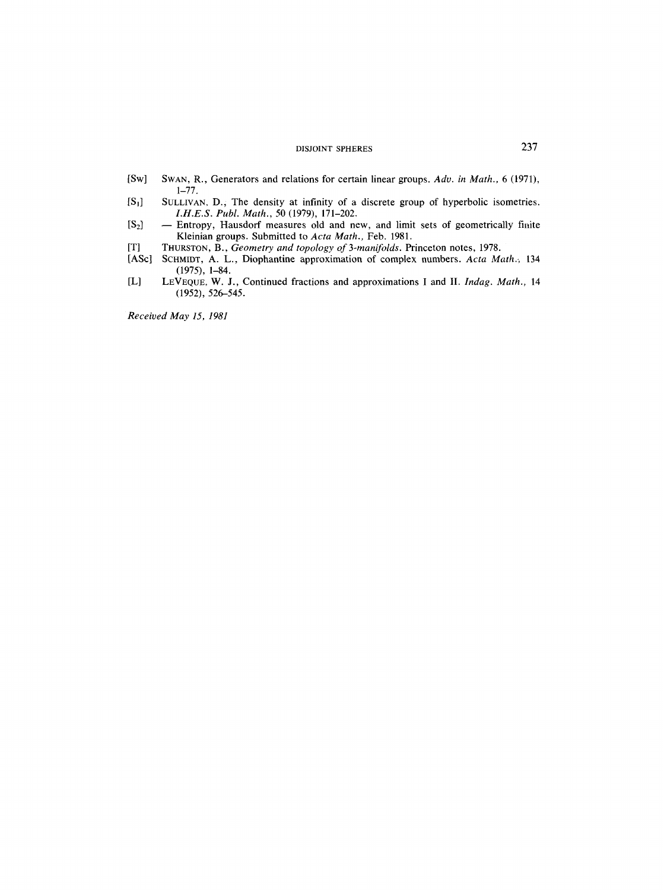[Sw] Swan, R., Generators and relations for certain linear groups. *Adv. in Math.*, 6 (1971), 1–77.

[$S_1$] Sullivan, D., The density at infinity of a discrete group of hyperbolic isometries. *I.H.E.S. Publ. Math.*, 50 (1979), 171–202.

[$S_2$] — Entropy, Hausdorff measures old and new, and limit sets of geometrically finite Kleinian groups. Submitted to *Acta Math.*, Feb. 1981.

[T] Thurston, B., *Geometry and topology of 3-manifolds*. Princeton notes, 1978.

[ASc] Schmidt, A. L., Diophantine approximation of complex numbers. *Acta Math.*, 134 (1975), 1–84.

[L] LeVeque, W. J., Continued fractions and approximations I and II. *Indag. Math.*, 14 (1952), 526–545.

*Received May 15, 1981*